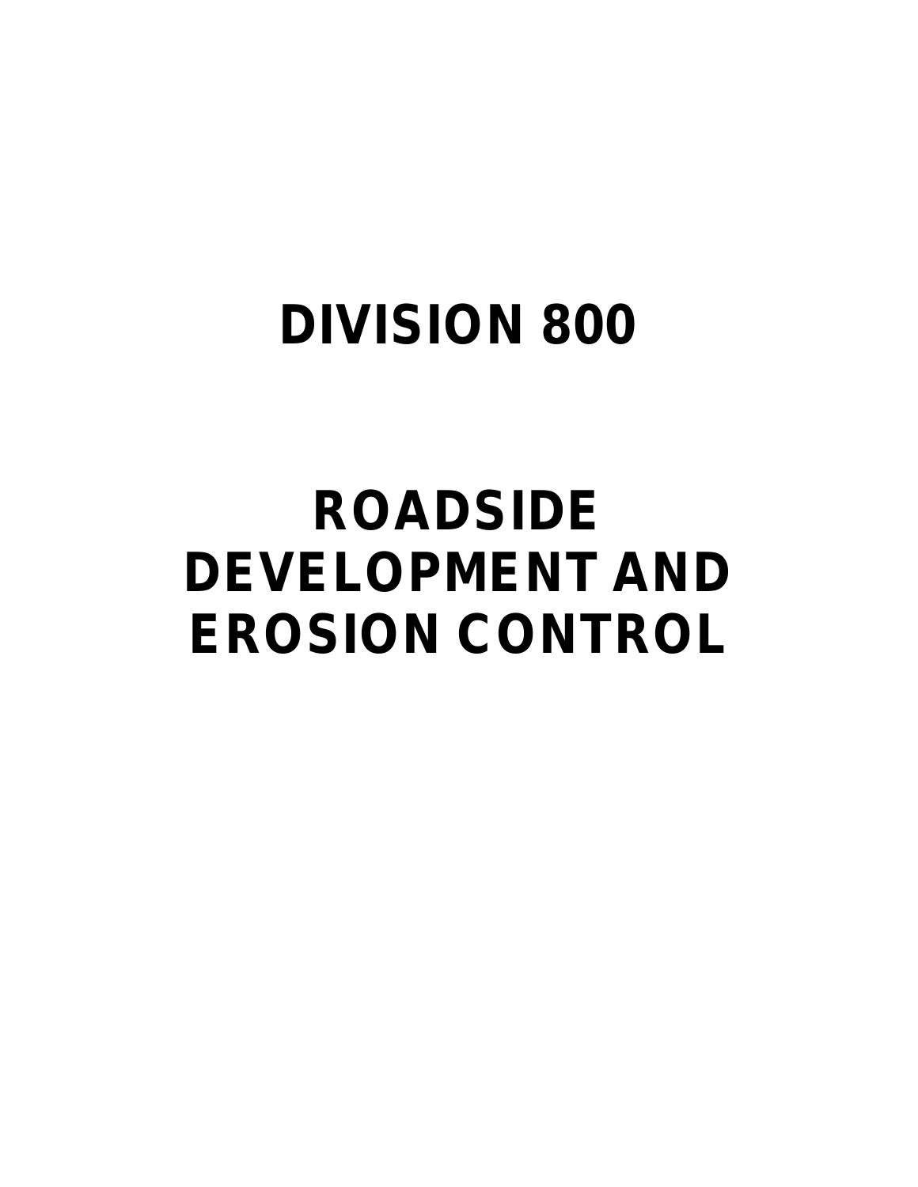# DIVISION 800

# ROADSIDE DEVELOPMENT AND EROSION CONTROL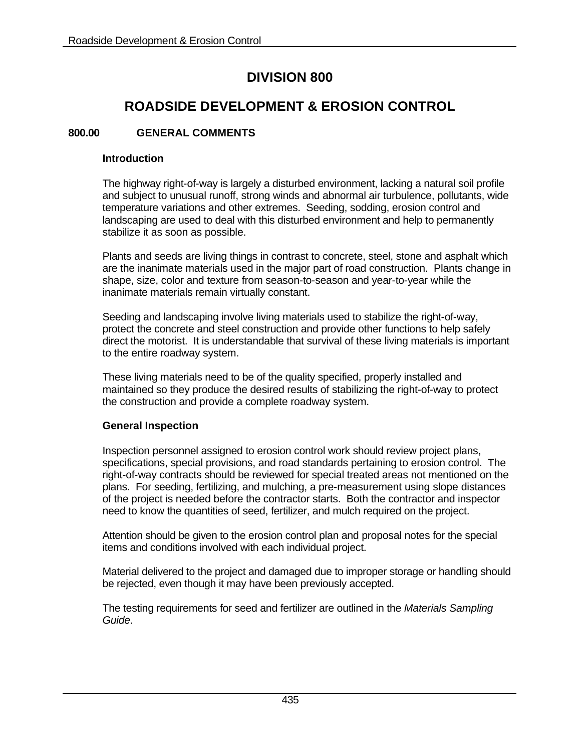# DIVISION 800

# ROADSIDE DEVELOPMENT & EROSION CONTROL

## 800.00 GENERAL COMMENTS

### Introduction

The highway right-of-way is largely a disturbed environment, lacking a natural soil profile and subject to unusual runoff, strong winds and abnormal air turbulence, pollutants, wide temperature variations and other extremes. Seeding, sodding, erosion control and landscaping are used to deal with this disturbed environment and help to permanently stabilize it as soon as possible.

Plants and seeds are living things in contrast to concrete, steel, stone and asphalt which are the inanimate materials used in the major part of road construction. Plants change in shape, size, color and texture from season-to-season and year-to-year while the inanimate materials remain virtually constant.

Seeding and landscaping involve living materials used to stabilize the right-of-way, protect the concrete and steel construction and provide other functions to help safely direct the motorist. It is understandable that survival of these living materials is important to the entire roadway system.

These living materials need to be of the quality specified, properly installed and maintained so they produce the desired results of stabilizing the right-of-way to protect the construction and provide a complete roadway system.

### General Inspection

Inspection personnel assigned to erosion control work should review project plans, specifications, special provisions, and road standards pertaining to erosion control. The right-of-way contracts should be reviewed for special treated areas not mentioned on the plans. For seeding, fertilizing, and mulching, a pre-measurement using slope distances of the project is needed before the contractor starts. Both the contractor and inspector need to know the quantities of seed, fertilizer, and mulch required on the project.

Attention should be given to the erosion control plan and proposal notes for the special items and conditions involved with each individual project.

Material delivered to the project and damaged due to improper storage or handling should be rejected, even though it may have been previously accepted.

The testing requirements for seed and fertilizer are outlined in the *Materials Sampling Guide*.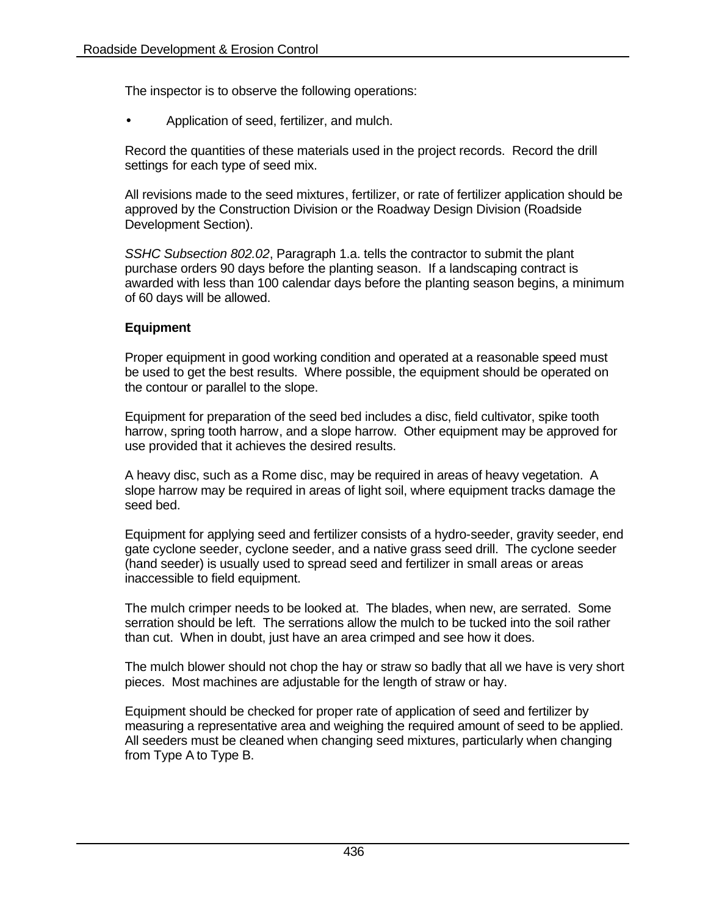The inspector is to observe the following operations:

- Application of seed, fertilizer, and mulch.

Record the quantities of these materials used in the project records. Record the drill settings for each type of seed mix.

All revisions made to the seed mixtures, fertilizer, or rate of fertilizer application should be approved by the Construction Division or the Roadway Design Division (Roadside Development Section).

*SSHC Subsection 802.02*, Paragraph 1.a. tells the contractor to submit the plant purchase orders 90 days before the planting season. If a landscaping contract is awarded with less than 100 calendar days before the planting season begins, a minimum of 60 days will be allowed.

**Equipment**

Proper equipment in good working condition and operated at a reasonable speed must be used to get the best results. Where possible, the equipment should be operated on the contour or parallel to the slope.

Equipment for preparation of the seed bed includes a disc, field cultivator, spike tooth harrow, spring tooth harrow, and a slope harrow. Other equipment may be approved for use provided that it achieves the desired results.

A heavy disc, such as a Rome disc, may be required in areas of heavy vegetation. A slope harrow may be required in areas of light soil, where equipment tracks damage the seed bed.

Equipment for applying seed and fertilizer consists of a hydro-seeder, gravity seeder, end gate cyclone seeder, cyclone seeder, and a native grass seed drill. The cyclone seeder (hand seeder) is usually used to spread seed and fertilizer in small areas or areas inaccessible to field equipment.

The mulch crimper needs to be looked at. The blades, when new, are serrated. Some serration should be left. The serrations allow the mulch to be tucked into the soil rather than cut. When in doubt, just have an area crimped and see how it does.

The mulch blower should not chop the hay or straw so badly that all we have is very short pieces. Most machines are adjustable for the length of straw or hay.

Equipment should be checked for proper rate of application of seed and fertilizer by measuring a representative area and weighing the required amount of seed to be applied. All seeders must be cleaned when changing seed mixtures, particularly when changing from Type A to Type B.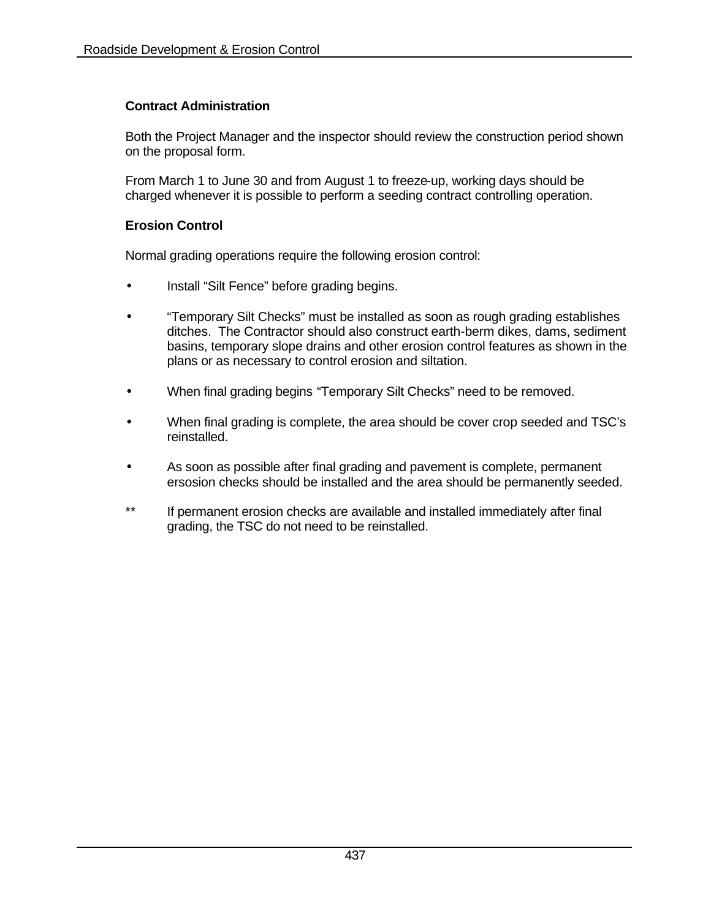### Contract Administration

Both the Project Manager and the inspector should review the construction period shown on the proposal form.

From March 1 to June 30 and from August 1 to freeze-up, working days should be charged whenever it is possible to perform a seeding contract controlling operation.

### Erosion Control

Normal grading operations require the following erosion control:

- Install “Silt Fence” before grading begins.
- “Temporary Silt Checks” must be installed as soon as rough grading establishes ditches. The Contractor should also construct earth-berm dikes, dams, sediment basins, temporary slope drains and other erosion control features as shown in the plans or as necessary to control erosion and siltation.
- When final grading begins “Temporary Silt Checks” need to be removed.
- When final grading is complete, the area should be cover crop seeded and TSC’s reinstalled.
- As soon as possible after final grading and pavement is complete, permanent ersosion checks should be installed and the area should be permanently seeded.

** If permanent erosion checks are available and installed immediately after final grading, the TSC do not need to be reinstalled.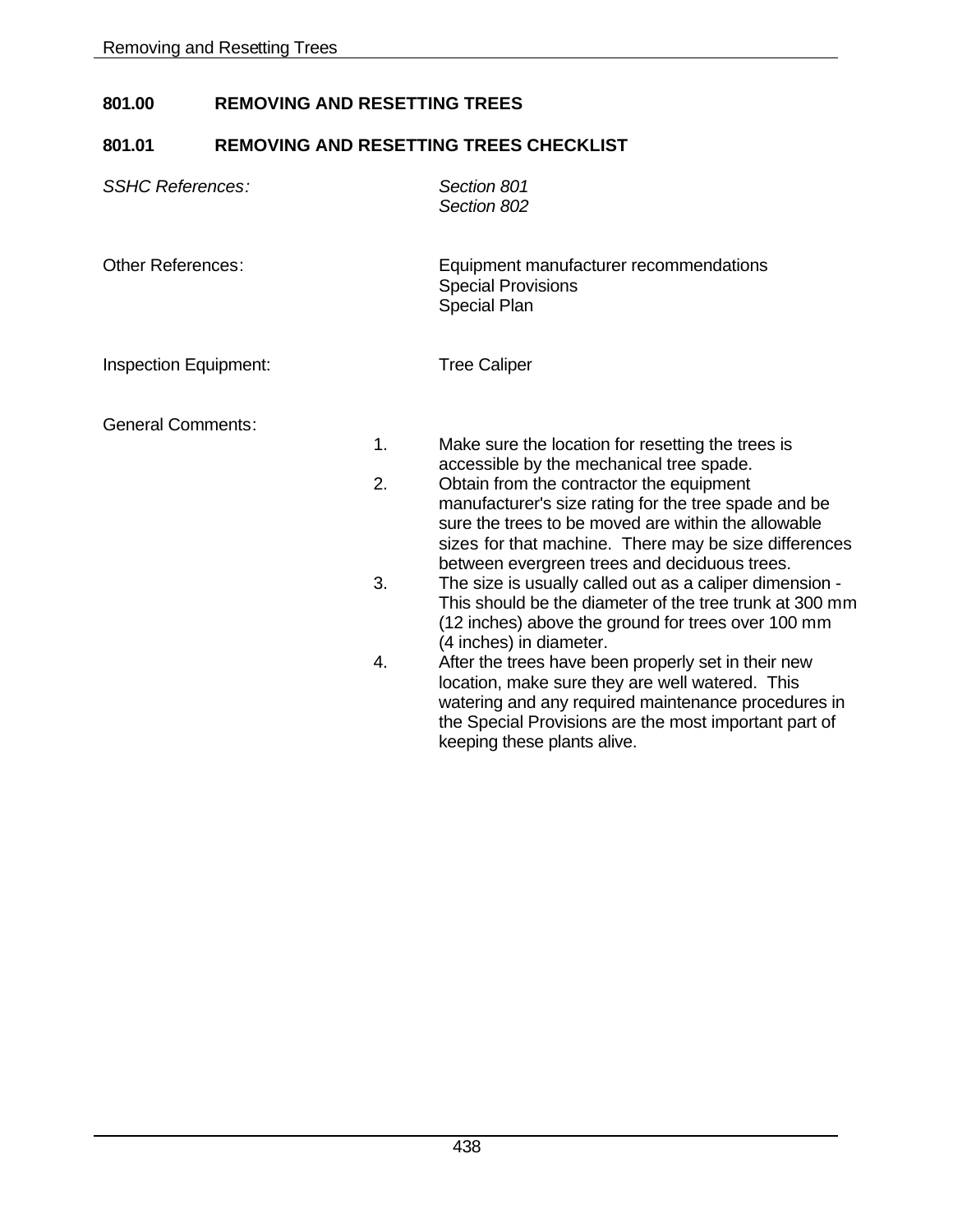# 801.00 REMOVING AND RESETTING TREES

## 801.01 REMOVING AND RESETTING TREES CHECKLIST

*SSHC References:*

*Section 801*
*Section 802*

Other References:

Equipment manufacturer recommendations
Special Provisions
Special Plan

Inspection Equipment:

Tree Caliper

General Comments:

1. Make sure the location for resetting the trees is accessible by the mechanical tree spade.
2. Obtain from the contractor the equipment manufacturer's size rating for the tree spade and be sure the trees to be moved are within the allowable sizes for that machine. There may be size differences between evergreen trees and deciduous trees.
3. The size is usually called out as a caliper dimension - This should be the diameter of the tree trunk at 300 mm (12 inches) above the ground for trees over 100 mm (4 inches) in diameter.
4. After the trees have been properly set in their new location, make sure they are well watered. This watering and any required maintenance procedures in the Special Provisions are the most important part of keeping these plants alive.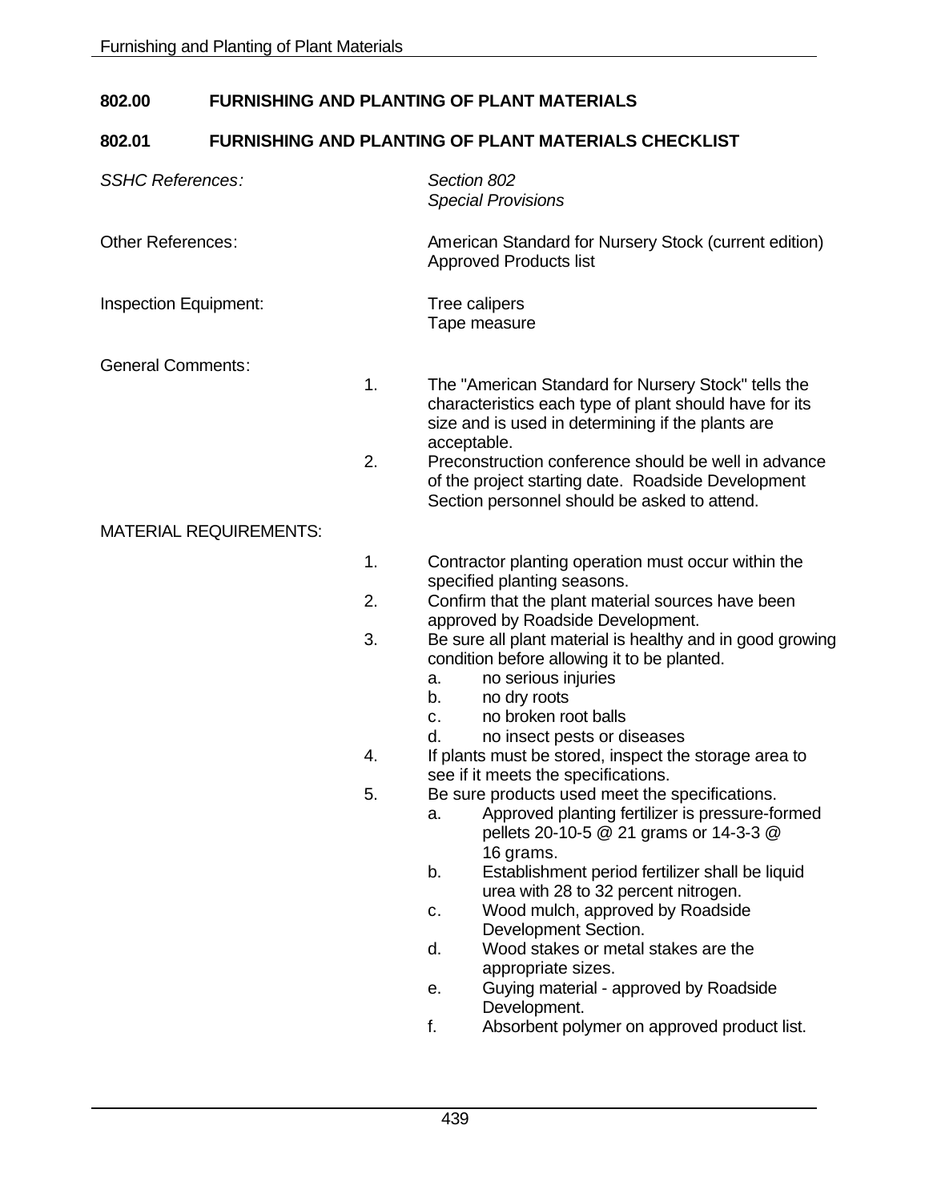## 802.00 FURNISHING AND PLANTING OF PLANT MATERIALS

### 802.01 FURNISHING AND PLANTING OF PLANT MATERIALS CHECKLIST

*SSHC References:* *Section 802*
*Special Provisions*

Other References: American Standard for Nursery Stock (current edition)
Approved Products list

Inspection Equipment: Tree calipers
Tape measure

General Comments:

1. The "American Standard for Nursery Stock" tells the characteristics each type of plant should have for its size and is used in determining if the plants are acceptable.
2. Preconstruction conference should be well in advance of the project starting date. Roadside Development Section personnel should be asked to attend.

MATERIAL REQUIREMENTS:

1. Contractor planting operation must occur within the specified planting seasons.
2. Confirm that the plant material sources have been approved by Roadside Development.
3. Be sure all plant material is healthy and in good growing condition before allowing it to be planted.
   a. no serious injuries
   b. no dry roots
   c. no broken root balls
   d. no insect pests or diseases
4. If plants must be stored, inspect the storage area to see if it meets the specifications.
5. Be sure products used meet the specifications.
   a. Approved planting fertilizer is pressure-formed pellets 20-10-5 @ 21 grams or 14-3-3 @ 16 grams.
   b. Establishment period fertilizer shall be liquid urea with 28 to 32 percent nitrogen.
   c. Wood mulch, approved by Roadside Development Section.
   d. Wood stakes or metal stakes are the appropriate sizes.
   e. Guying material - approved by Roadside Development.
   f. Absorbent polymer on approved product list.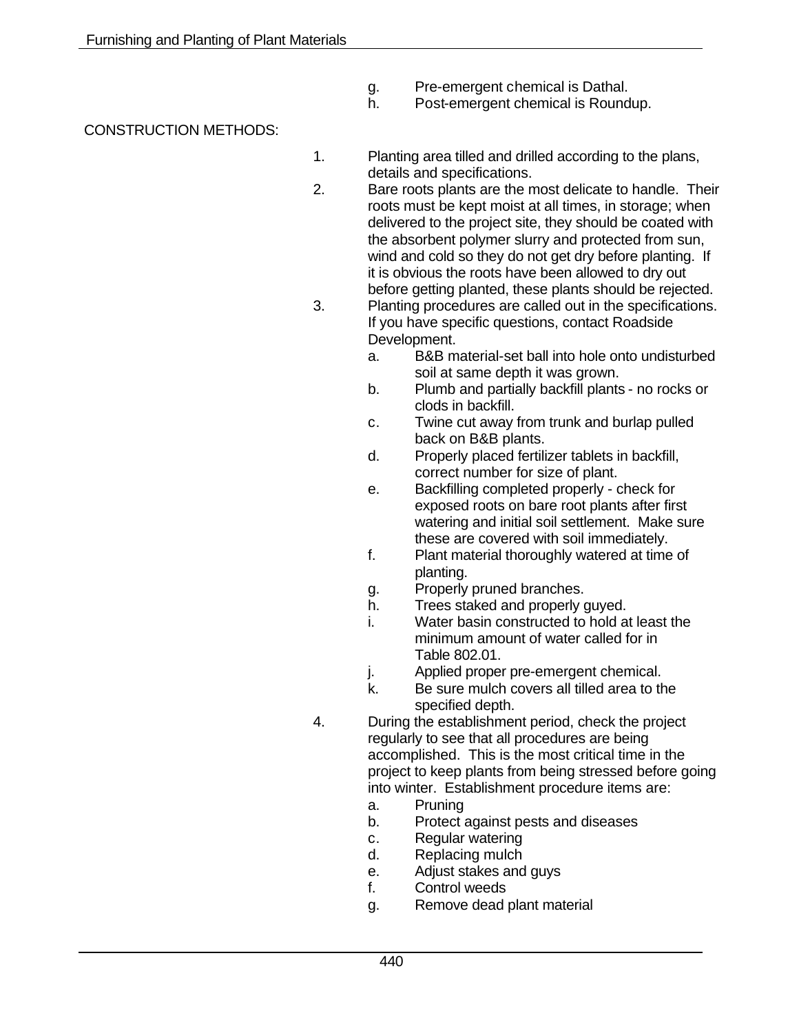g. Pre-emergent chemical is Dathal.
h. Post-emergent chemical is Roundup.

CONSTRUCTION METHODS:

1. Planting area tilled and drilled according to the plans, details and specifications.
2. Bare roots plants are the most delicate to handle. Their roots must be kept moist at all times, in storage; when delivered to the project site, they should be coated with the absorbent polymer slurry and protected from sun, wind and cold so they do not get dry before planting. If it is obvious the roots have been allowed to dry out before getting planted, these plants should be rejected.
3. Planting procedures are called out in the specifications. If you have specific questions, contact Roadside Development.
   a. B&B material-set ball into hole onto undisturbed soil at same depth it was grown.
   b. Plumb and partially backfill plants - no rocks or clods in backfill.
   c. Twine cut away from trunk and burlap pulled back on B&B plants.
   d. Properly placed fertilizer tablets in backfill, correct number for size of plant.
   e. Backfilling completed properly - check for exposed roots on bare root plants after first watering and initial soil settlement. Make sure these are covered with soil immediately.
   f. Plant material thoroughly watered at time of planting.
   g. Properly pruned branches.
   h. Trees staked and properly guyed.
   i. Water basin constructed to hold at least the minimum amount of water called for in Table 802.01.
   j. Applied proper pre-emergent chemical.
   k. Be sure mulch covers all tilled area to the specified depth.
4. During the establishment period, check the project regularly to see that all procedures are being accomplished. This is the most critical time in the project to keep plants from being stressed before going into winter. Establishment procedure items are:
   a. Pruning
   b. Protect against pests and diseases
   c. Regular watering
   d. Replacing mulch
   e. Adjust stakes and guys
   f. Control weeds
   g. Remove dead plant material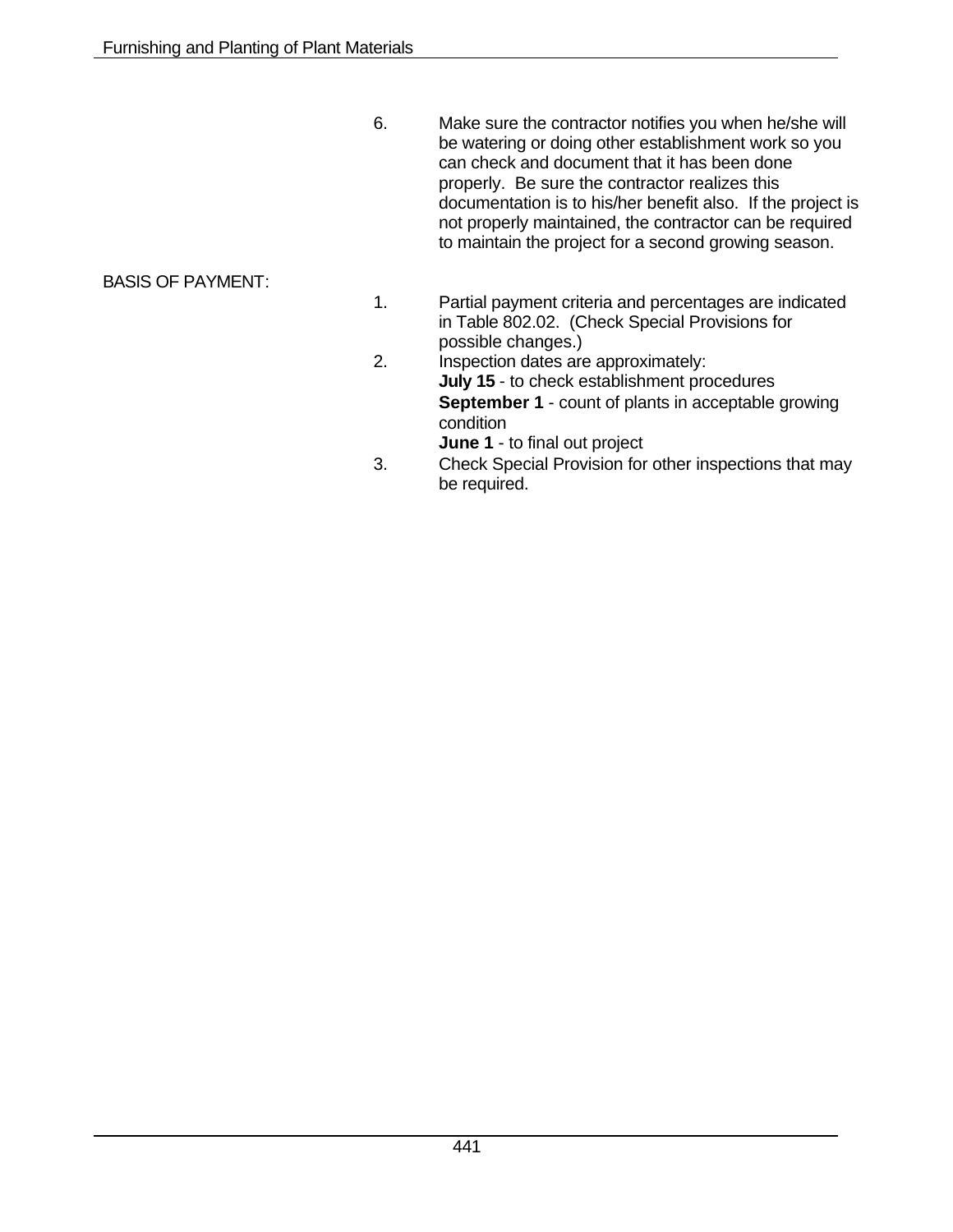6. Make sure the contractor notifies you when he/she will be watering or doing other establishment work so you can check and document that it has been done properly. Be sure the contractor realizes this documentation is to his/her benefit also. If the project is not properly maintained, the contractor can be required to maintain the project for a second growing season.

BASIS OF PAYMENT:

1. Partial payment criteria and percentages are indicated in Table 802.02. (Check Special Provisions for possible changes.)
2. Inspection dates are approximately:
   **July 15** - to check establishment procedures
   **September 1** - count of plants in acceptable growing condition
   **June 1** - to final out project
3. Check Special Provision for other inspections that may be required.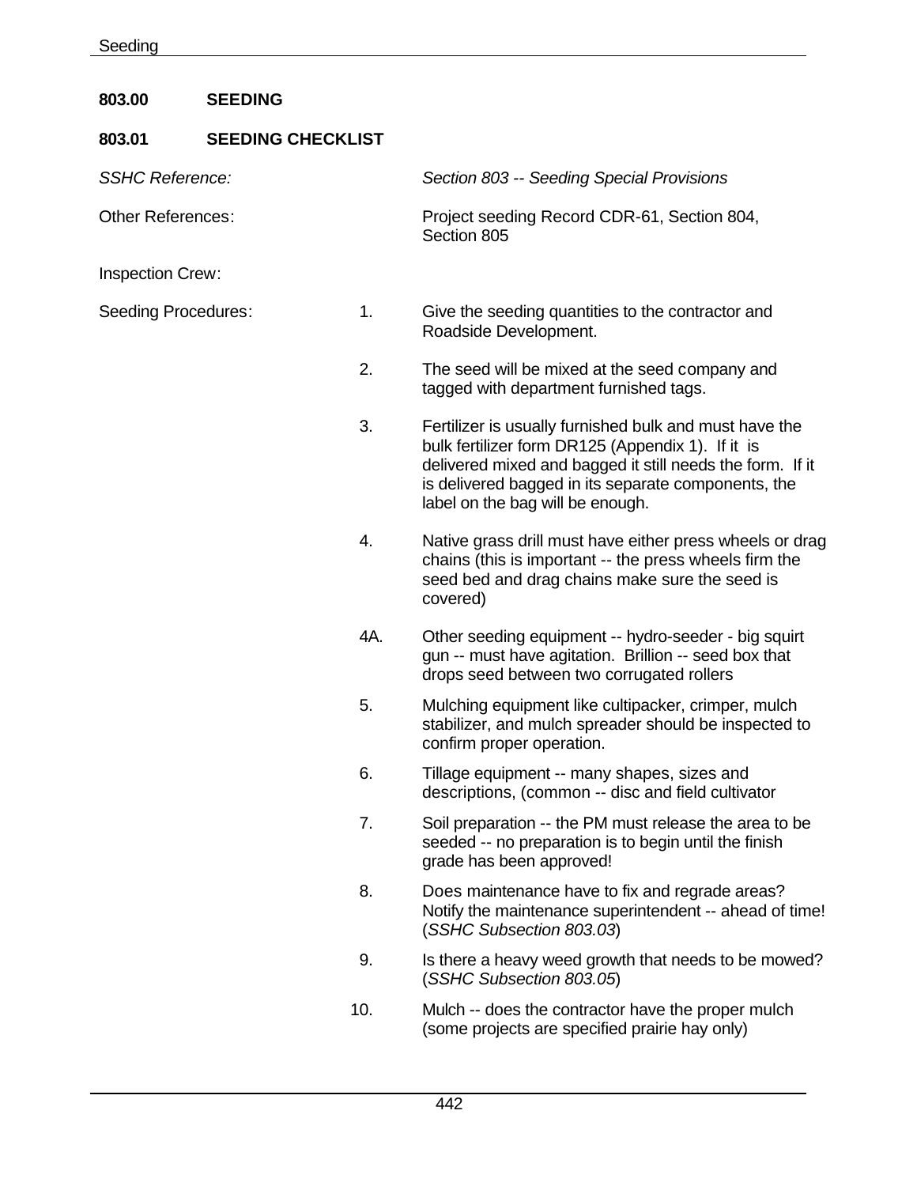## 803.00 SEEDING

### 803.01 SEEDING CHECKLIST

*SSHC Reference:* *Section 803 -- Seeding Special Provisions*

Other References: Project seeding Record CDR-61, Section 804, Section 805

Inspection Crew:

Seeding Procedures:

1. Give the seeding quantities to the contractor and Roadside Development.
2. The seed will be mixed at the seed company and tagged with department furnished tags.
3. Fertilizer is usually furnished bulk and must have the bulk fertilizer form DR125 (Appendix 1). If it is delivered mixed and bagged it still needs the form. If it is delivered bagged in its separate components, the label on the bag will be enough.
4. Native grass drill must have either press wheels or drag chains (this is important -- the press wheels firm the seed bed and drag chains make sure the seed is covered)

4A. Other seeding equipment -- hydro-seeder - big squirt gun -- must have agitation. Brillion -- seed box that drops seed between two corrugated rollers

5. Mulching equipment like cultipacker, crimper, mulch stabilizer, and mulch spreader should be inspected to confirm proper operation.
6. Tillage equipment -- many shapes, sizes and descriptions, (common -- disc and field cultivator
7. Soil preparation -- the PM must release the area to be seeded -- no preparation is to begin until the finish grade has been approved!
8. Does maintenance have to fix and regrade areas? Notify the maintenance superintendent -- ahead of time! (*SSHC Subsection 803.03*)
9. Is there a heavy weed growth that needs to be mowed? (*SSHC Subsection 803.05*)
10. Mulch -- does the contractor have the proper mulch (some projects are specified prairie hay only)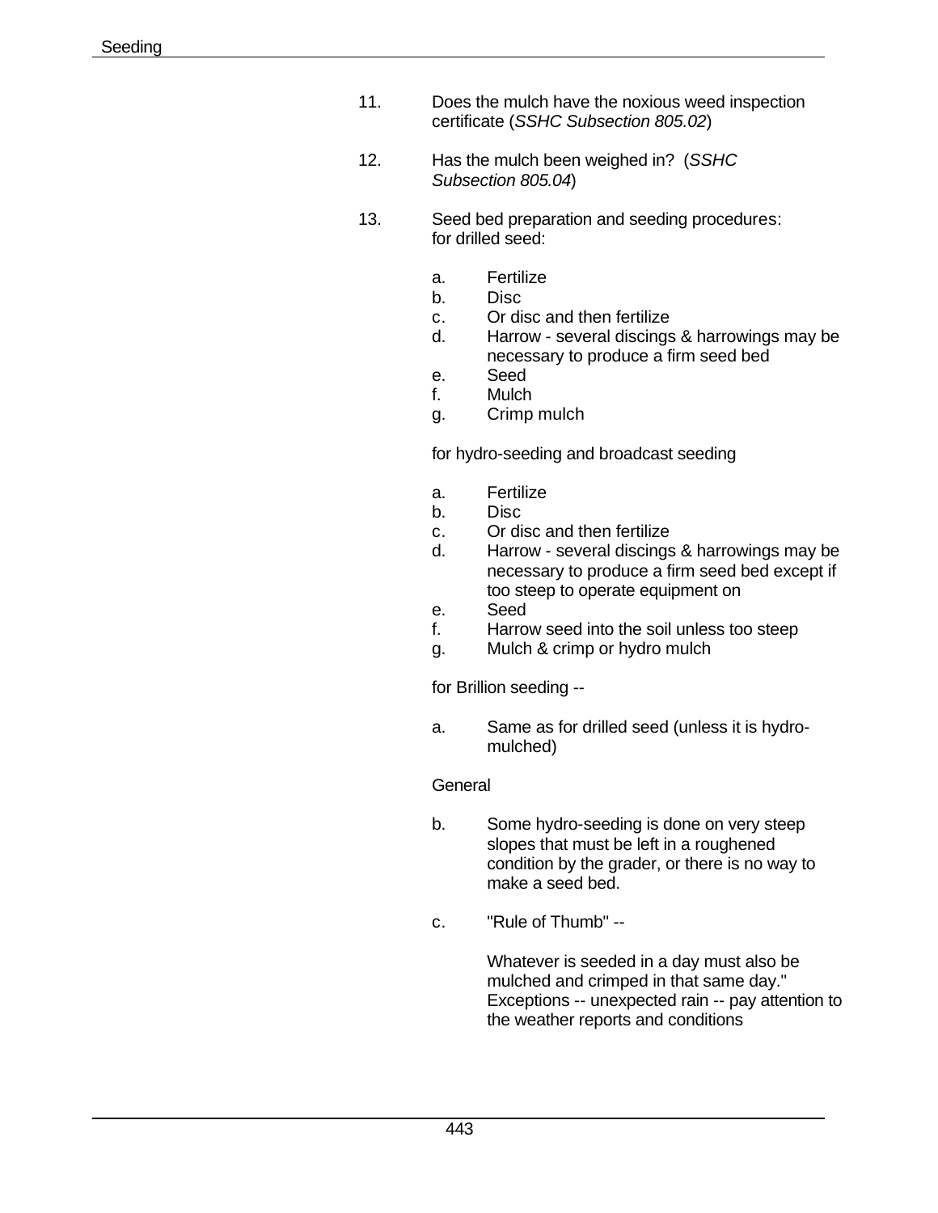11. Does the mulch have the noxious weed inspection certificate (*SSHC Subsection 805.02*)

12. Has the mulch been weighed in? (*SSHC Subsection 805.04*)

13. Seed bed preparation and seeding procedures: for drilled seed:

    a. Fertilize
    b. Disc
    c. Or disc and then fertilize
    d. Harrow - several discings & harrowings may be necessary to produce a firm seed bed
    e. Seed
    f. Mulch
    g. Crimp mulch

    for hydro-seeding and broadcast seeding

    a. Fertilize
    b. Disc
    c. Or disc and then fertilize
    d. Harrow - several discings & harrowings may be necessary to produce a firm seed bed except if too steep to operate equipment on
    e. Seed
    f. Harrow seed into the soil unless too steep
    g. Mulch & crimp or hydro mulch

    for Brillion seeding --

    a. Same as for drilled seed (unless it is hydro-mulched)

    General

    b. Some hydro-seeding is done on very steep slopes that must be left in a roughened condition by the grader, or there is no way to make a seed bed.

    c. "Rule of Thumb" --

       Whatever is seeded in a day must also be mulched and crimped in that same day." Exceptions -- unexpected rain -- pay attention to the weather reports and conditions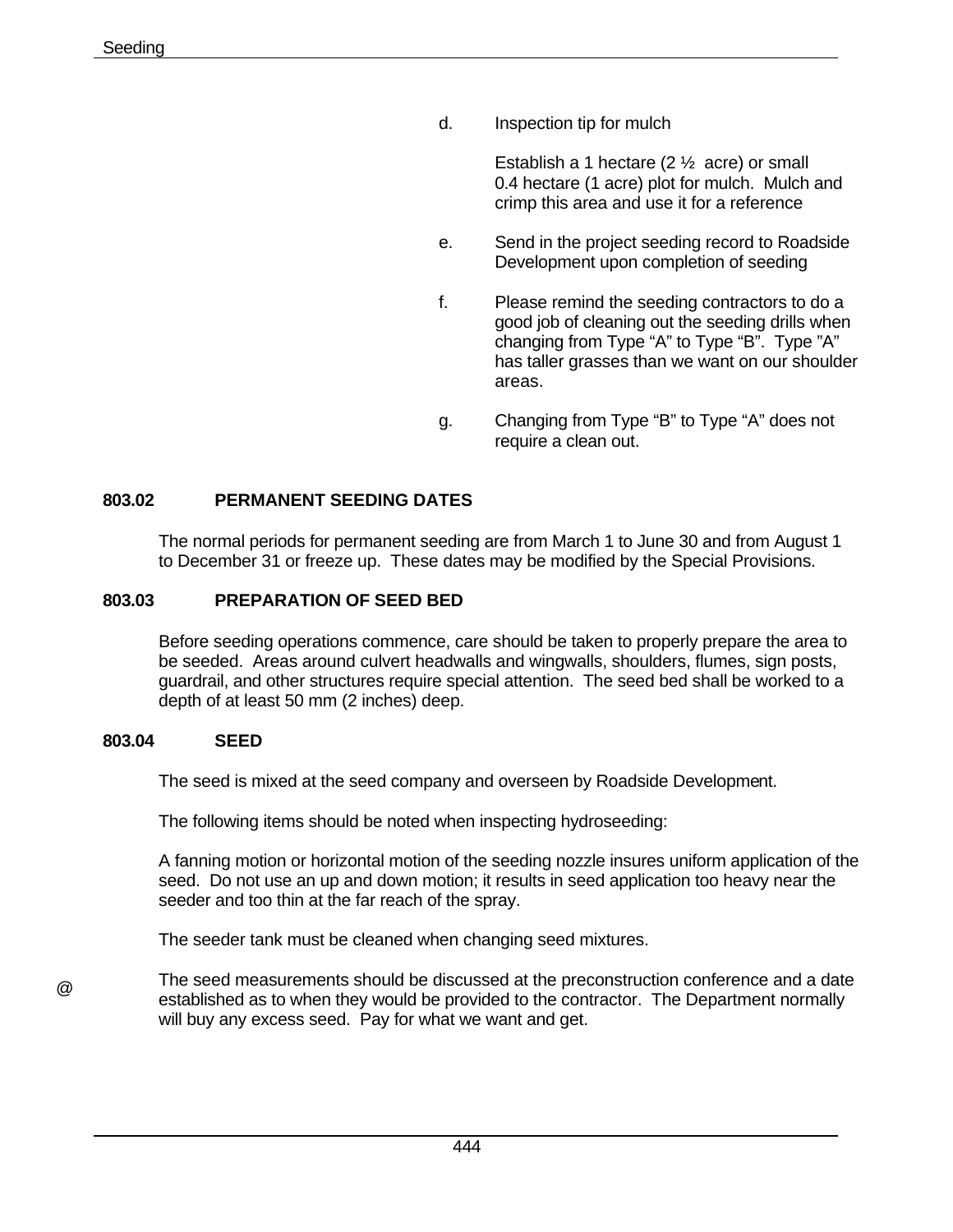d. Inspection tip for mulch

   Establish a 1 hectare (2 ½ acre) or small 0.4 hectare (1 acre) plot for mulch. Mulch and crimp this area and use it for a reference

e. Send in the project seeding record to Roadside Development upon completion of seeding

f. Please remind the seeding contractors to do a good job of cleaning out the seeding drills when changing from Type "A" to Type "B". Type "A" has taller grasses than we want on our shoulder areas.

g. Changing from Type "B" to Type "A" does not require a clean out.

## 803.02 PERMANENT SEEDING DATES

The normal periods for permanent seeding are from March 1 to June 30 and from August 1 to December 31 or freeze up. These dates may be modified by the Special Provisions.

## 803.03 PREPARATION OF SEED BED

Before seeding operations commence, care should be taken to properly prepare the area to be seeded. Areas around culvert headwalls and wingwalls, shoulders, flumes, sign posts, guardrail, and other structures require special attention. The seed bed shall be worked to a depth of at least 50 mm (2 inches) deep.

## 803.04 SEED

The seed is mixed at the seed company and overseen by Roadside Development.

The following items should be noted when inspecting hydroseeding:

A fanning motion or horizontal motion of the seeding nozzle insures uniform application of the seed. Do not use an up and down motion; it results in seed application too heavy near the seeder and too thin at the far reach of the spray.

The seeder tank must be cleaned when changing seed mixtures.

@ The seed measurements should be discussed at the preconstruction conference and a date established as to when they would be provided to the contractor. The Department normally will buy any excess seed. Pay for what we want and get.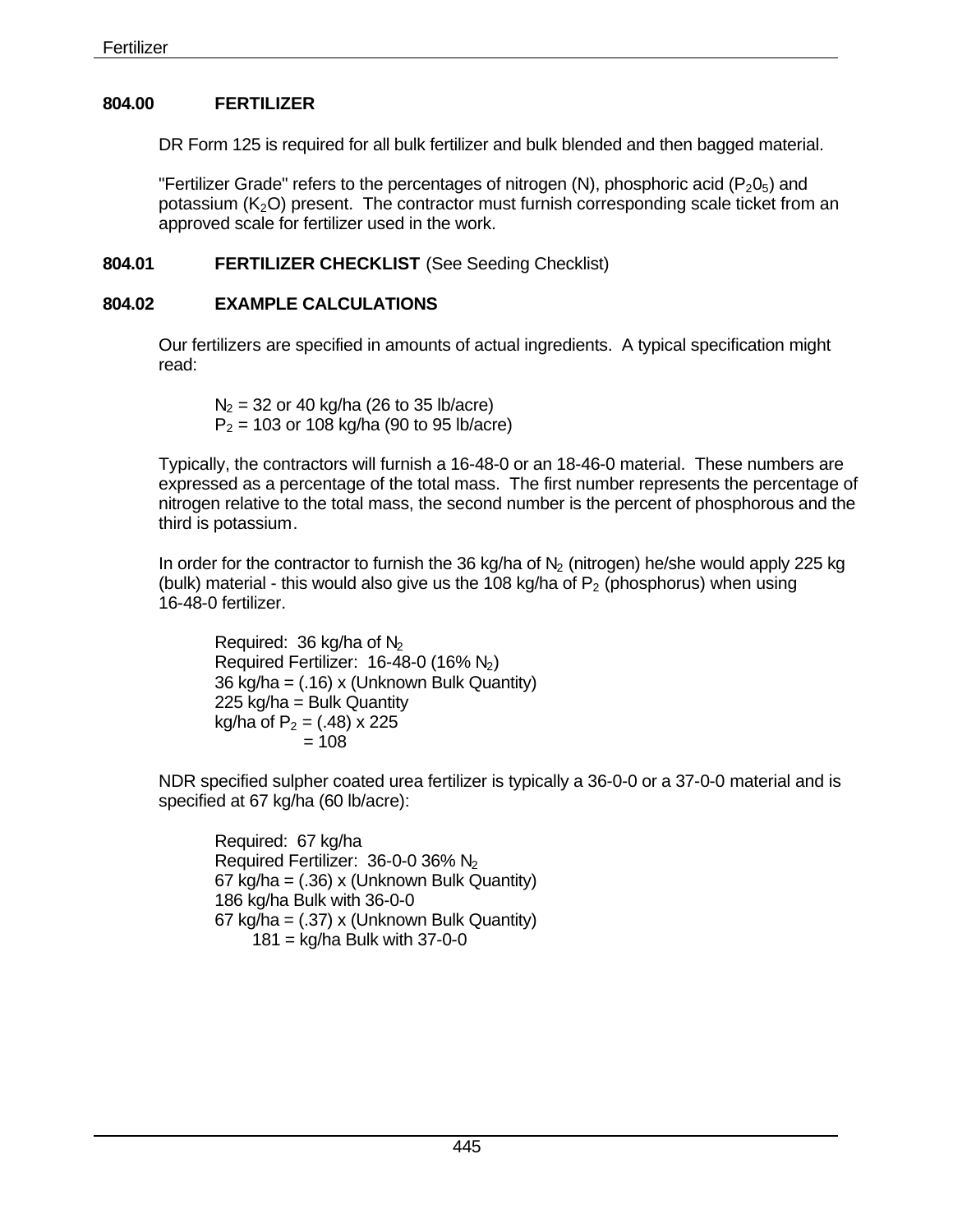## 804.00 FERTILIZER

DR Form 125 is required for all bulk fertilizer and bulk blended and then bagged material.

"Fertilizer Grade" refers to the percentages of nitrogen (N), phosphoric acid ($P_2 0_5$) and potassium ($K_2O$) present. The contractor must furnish corresponding scale ticket from an approved scale for fertilizer used in the work.

## 804.01 FERTILIZER CHECKLIST (See Seeding Checklist)

## 804.02 EXAMPLE CALCULATIONS

Our fertilizers are specified in amounts of actual ingredients. A typical specification might read:

> $N_2$ = 32 or 40 kg/ha (26 to 35 lb/acre)
> $P_2$ = 103 or 108 kg/ha (90 to 95 lb/acre)

Typically, the contractors will furnish a 16-48-0 or an 18-46-0 material. These numbers are expressed as a percentage of the total mass. The first number represents the percentage of nitrogen relative to the total mass, the second number is the percent of phosphorous and the third is potassium.

In order for the contractor to furnish the 36 kg/ha of $N_2$ (nitrogen) he/she would apply 225 kg (bulk) material - this would also give us the 108 kg/ha of $P_2$ (phosphorus) when using 16-48-0 fertilizer.

> Required: 36 kg/ha of $N_2$
> Required Fertilizer: 16-48-0 (16% $N_2$)
> 36 kg/ha = (.16) x (Unknown Bulk Quantity)
> 225 kg/ha = Bulk Quantity
> kg/ha of $P_2$ = (.48) x 225
> = 108

NDR specified sulpher coated urea fertilizer is typically a 36-0-0 or a 37-0-0 material and is specified at 67 kg/ha (60 lb/acre):

> Required: 67 kg/ha
> Required Fertilizer: 36-0-0 36% $N_2$
> 67 kg/ha = (.36) x (Unknown Bulk Quantity)
> 186 kg/ha Bulk with 36-0-0
> 67 kg/ha = (.37) x (Unknown Bulk Quantity)
> 181 = kg/ha Bulk with 37-0-0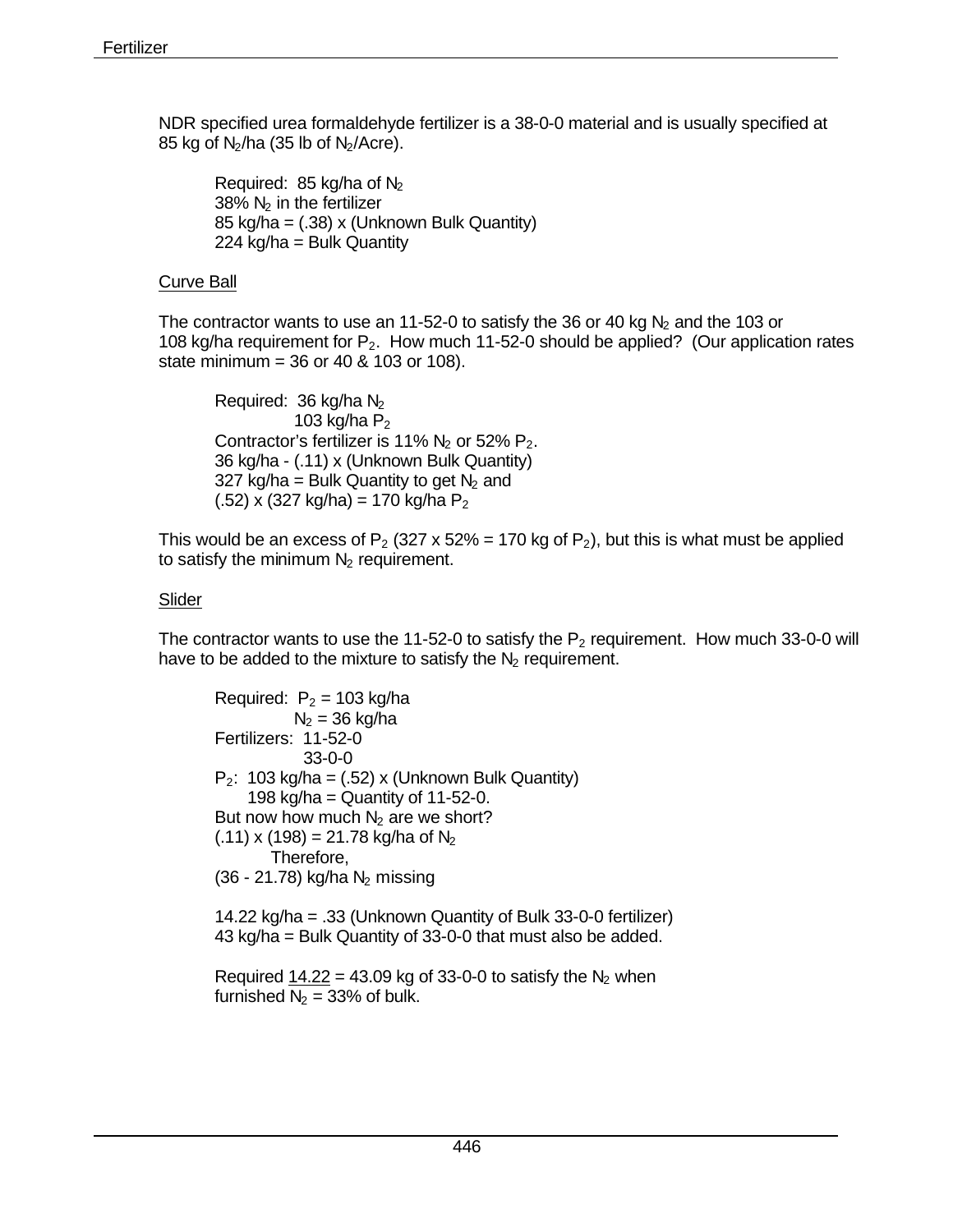NDR specified urea formaldehyde fertilizer is a 38-0-0 material and is usually specified at 85 kg of $N_2$/ha (35 lb of $N_2$/Acre).

> Required: 85 kg/ha of $N_2$
> 38% $N_2$ in the fertilizer
> 85 kg/ha = (.38) x (Unknown Bulk Quantity)
> 224 kg/ha = Bulk Quantity

Curve Ball

The contractor wants to use an 11-52-0 to satisfy the 36 or 40 kg $N_2$ and the 103 or 108 kg/ha requirement for $P_2$. How much 11-52-0 should be applied? (Our application rates state minimum = 36 or 40 & 103 or 108).

> Required: 36 kg/ha $N_2$
> 103 kg/ha $P_2$
> Contractor's fertilizer is 11% $N_2$ or 52% $P_2$.
> 36 kg/ha - (.11) x (Unknown Bulk Quantity)
> 327 kg/ha = Bulk Quantity to get $N_2$ and
> (.52) x (327 kg/ha) = 170 kg/ha $P_2$

This would be an excess of $P_2$ (327 x 52% = 170 kg of $P_2$), but this is what must be applied to satisfy the minimum $N_2$ requirement.

Slider

The contractor wants to use the 11-52-0 to satisfy the $P_2$ requirement. How much 33-0-0 will have to be added to the mixture to satisfy the $N_2$ requirement.

> Required: $P_2$ = 103 kg/ha
> $N_2$ = 36 kg/ha
> Fertilizers: 11-52-0
> 33-0-0
> $P_2$: 103 kg/ha = (.52) x (Unknown Bulk Quantity)
> 198 kg/ha = Quantity of 11-52-0.
> But now how much $N_2$ are we short?
> (.11) x (198) = 21.78 kg/ha of $N_2$
> Therefore,
> (36 - 21.78) kg/ha $N_2$ missing
>
> 14.22 kg/ha = .33 (Unknown Quantity of Bulk 33-0-0 fertilizer)
> 43 kg/ha = Bulk Quantity of 33-0-0 that must also be added.
>
> Required $\underline{14.22}$ = 43.09 kg of 33-0-0 to satisfy the $N_2$ when furnished $N_2$ = 33% of bulk.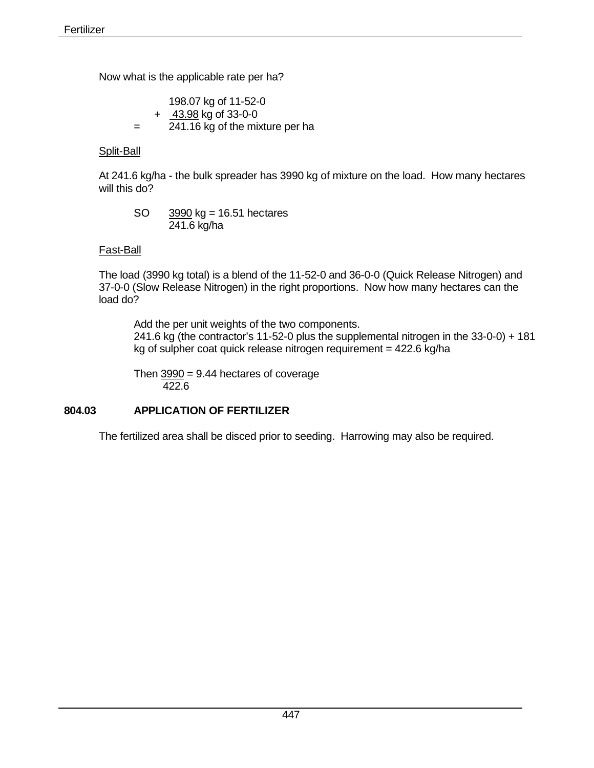Now what is the applicable rate per ha?

198.07 kg of 11-52-0
+ 43.98 kg of 33-0-0
= 241.16 kg of the mixture per ha

Split-Ball

At 241.6 kg/ha - the bulk spreader has 3990 kg of mixture on the load. How many hectares will this do?

SO $\frac{3990 \text{ kg}}{241.6 \text{ kg/ha}}$ = 16.51 hectares

Fast-Ball

The load (3990 kg total) is a blend of the 11-52-0 and 36-0-0 (Quick Release Nitrogen) and 37-0-0 (Slow Release Nitrogen) in the right proportions. Now how many hectares can the load do?

Add the per unit weights of the two components.
241.6 kg (the contractor's 11-52-0 plus the supplemental nitrogen in the 33-0-0) + 181 kg of sulpher coat quick release nitrogen requirement = 422.6 kg/ha

Then $\frac{3990}{422.6}$ = 9.44 hectares of coverage

## 804.03 APPLICATION OF FERTILIZER

The fertilized area shall be disced prior to seeding. Harrowing may also be required.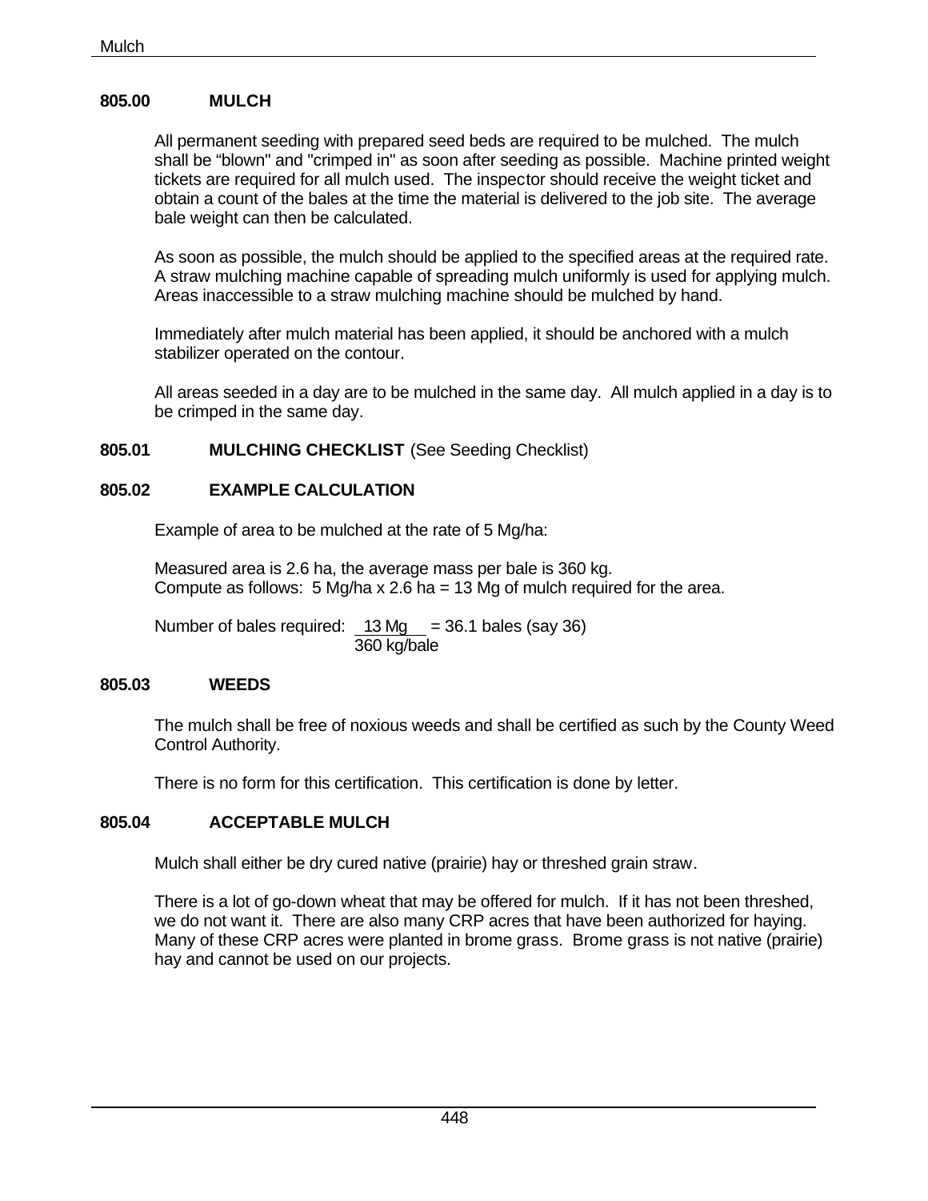## 805.00 MULCH

All permanent seeding with prepared seed beds are required to be mulched. The mulch shall be "blown" and "crimped in" as soon after seeding as possible. Machine printed weight tickets are required for all mulch used. The inspector should receive the weight ticket and obtain a count of the bales at the time the material is delivered to the job site. The average bale weight can then be calculated.

As soon as possible, the mulch should be applied to the specified areas at the required rate. A straw mulching machine capable of spreading mulch uniformly is used for applying mulch. Areas inaccessible to a straw mulching machine should be mulched by hand.

Immediately after mulch material has been applied, it should be anchored with a mulch stabilizer operated on the contour.

All areas seeded in a day are to be mulched in the same day. All mulch applied in a day is to be crimped in the same day.

### 805.01 MULCHING CHECKLIST (See Seeding Checklist)

### 805.02 EXAMPLE CALCULATION

Example of area to be mulched at the rate of 5 Mg/ha:

Measured area is 2.6 ha, the average mass per bale is 360 kg.
Compute as follows: 5 Mg/ha x 2.6 ha = 13 Mg of mulch required for the area.

Number of bales required: $\frac{13 \text{ Mg}}{360 \text{ kg/bale}}$ = 36.1 bales (say 36)

### 805.03 WEEDS

The mulch shall be free of noxious weeds and shall be certified as such by the County Weed Control Authority.

There is no form for this certification. This certification is done by letter.

### 805.04 ACCEPTABLE MULCH

Mulch shall either be dry cured native (prairie) hay or threshed grain straw.

There is a lot of go-down wheat that may be offered for mulch. If it has not been threshed, we do not want it. There are also many CRP acres that have been authorized for haying. Many of these CRP acres were planted in brome grass. Brome grass is not native (prairie) hay and cannot be used on our projects.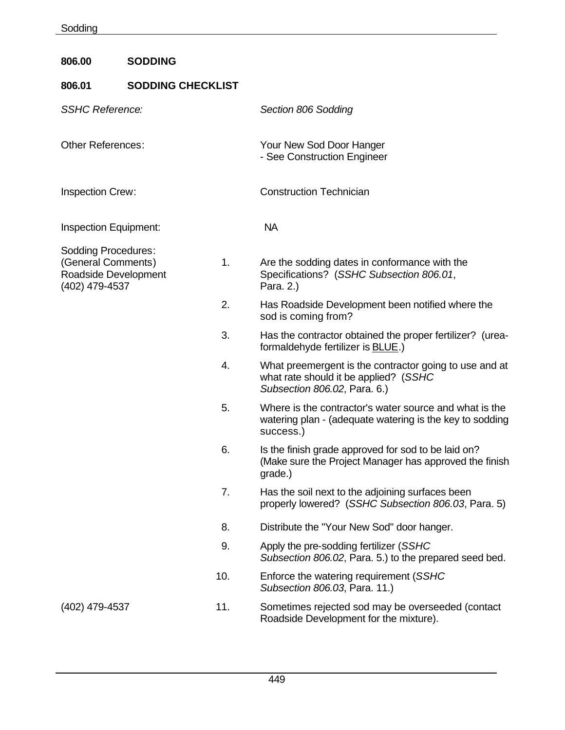## 806.00 SODDING

### 806.01 SODDING CHECKLIST

*SSHC Reference:* *Section 806 Sodding*

Other References: Your New Sod Door Hanger
- See Construction Engineer

Inspection Crew: Construction Technician

Inspection Equipment: NA

Sodding Procedures:
(General Comments)
Roadside Development
(402) 479-4537

1. Are the sodding dates in conformance with the Specifications? (*SSHC Subsection 806.01*, Para. 2.)
2. Has Roadside Development been notified where the sod is coming from?
3. Has the contractor obtained the proper fertilizer? (urea-formaldehyde fertilizer is BLUE.)
4. What preemergent is the contractor going to use and at what rate should it be applied? (*SSHC Subsection 806.02*, Para. 6.)
5. Where is the contractor's water source and what is the watering plan - (adequate watering is the key to sodding success.)
6. Is the finish grade approved for sod to be laid on? (Make sure the Project Manager has approved the finish grade.)
7. Has the soil next to the adjoining surfaces been properly lowered? (*SSHC Subsection 806.03*, Para. 5)
8. Distribute the "Your New Sod" door hanger.
9. Apply the pre-sodding fertilizer (*SSHC Subsection 806.02*, Para. 5.) to the prepared seed bed.
10. Enforce the watering requirement (*SSHC Subsection 806.03*, Para. 11.)
11. Sometimes rejected sod may be overseeded (contact Roadside Development for the mixture). (402) 479-4537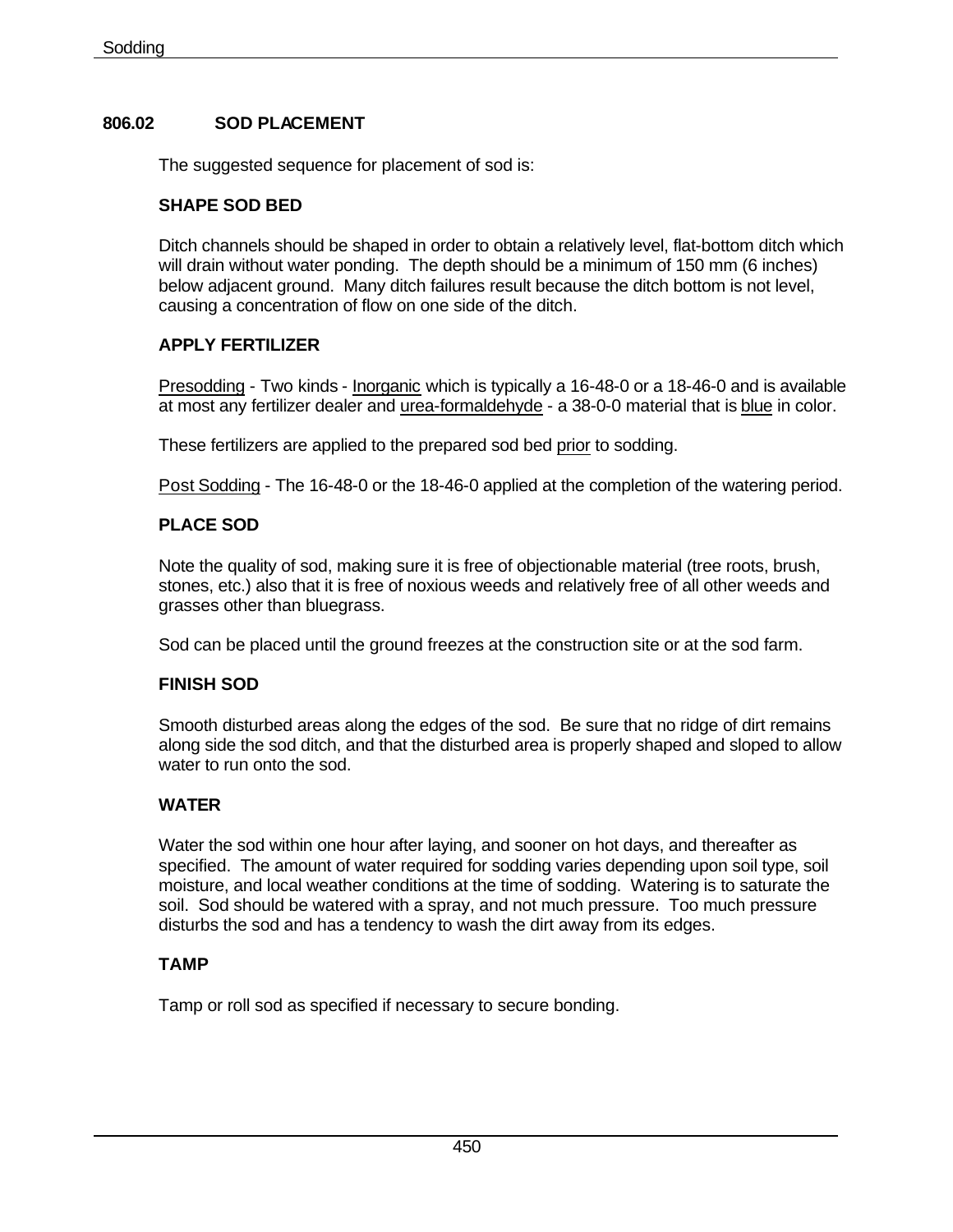## 806.02 SOD PLACEMENT

The suggested sequence for placement of sod is:

### SHAPE SOD BED

Ditch channels should be shaped in order to obtain a relatively level, flat-bottom ditch which will drain without water ponding. The depth should be a minimum of 150 mm (6 inches) below adjacent ground. Many ditch failures result because the ditch bottom is not level, causing a concentration of flow on one side of the ditch.

### APPLY FERTILIZER

Presodding - Two kinds - Inorganic which is typically a 16-48-0 or a 18-46-0 and is available at most any fertilizer dealer and urea-formaldehyde - a 38-0-0 material that is blue in color.

These fertilizers are applied to the prepared sod bed prior to sodding.

Post Sodding - The 16-48-0 or the 18-46-0 applied at the completion of the watering period.

### PLACE SOD

Note the quality of sod, making sure it is free of objectionable material (tree roots, brush, stones, etc.) also that it is free of noxious weeds and relatively free of all other weeds and grasses other than bluegrass.

Sod can be placed until the ground freezes at the construction site or at the sod farm.

### FINISH SOD

Smooth disturbed areas along the edges of the sod. Be sure that no ridge of dirt remains along side the sod ditch, and that the disturbed area is properly shaped and sloped to allow water to run onto the sod.

### WATER

Water the sod within one hour after laying, and sooner on hot days, and thereafter as specified. The amount of water required for sodding varies depending upon soil type, soil moisture, and local weather conditions at the time of sodding. Watering is to saturate the soil. Sod should be watered with a spray, and not much pressure. Too much pressure disturbs the sod and has a tendency to wash the dirt away from its edges.

### TAMP

Tamp or roll sod as specified if necessary to secure bonding.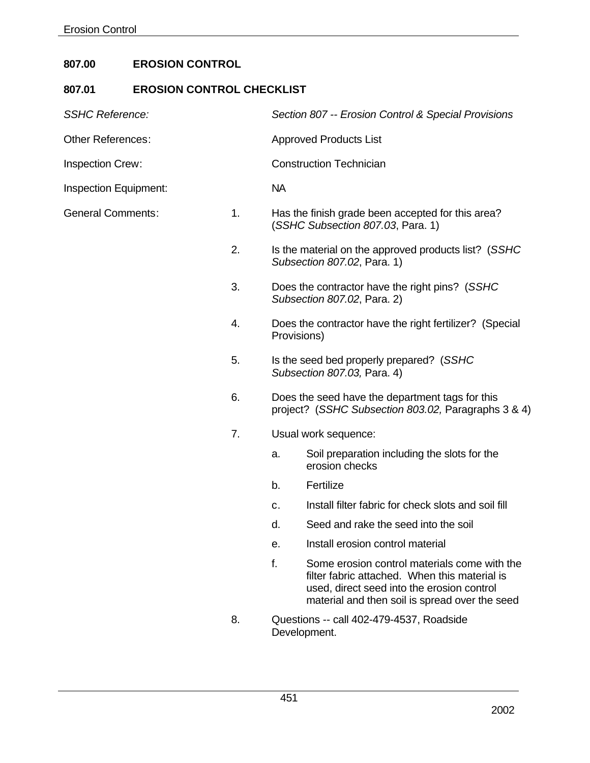## 807.00 EROSION CONTROL

### 807.01 EROSION CONTROL CHECKLIST

*SSHC Reference:* *Section 807 -- Erosion Control & Special Provisions*

Other References: Approved Products List

Inspection Crew: Construction Technician

Inspection Equipment: NA

General Comments:

1. Has the finish grade been accepted for this area? (*SSHC Subsection 807.03*, Para. 1)
2. Is the material on the approved products list? (*SSHC Subsection 807.02*, Para. 1)
3. Does the contractor have the right pins? (*SSHC Subsection 807.02*, Para. 2)
4. Does the contractor have the right fertilizer? (Special Provisions)
5. Is the seed bed properly prepared? (*SSHC Subsection 807.03,* Para. 4)
6. Does the seed have the department tags for this project? (*SSHC Subsection 803.02,* Paragraphs 3 & 4)
7. Usual work sequence:
   a. Soil preparation including the slots for the erosion checks
   b. Fertilize
   c. Install filter fabric for check slots and soil fill
   d. Seed and rake the seed into the soil
   e. Install erosion control material
   f. Some erosion control materials come with the filter fabric attached. When this material is used, direct seed into the erosion control material and then soil is spread over the seed
8. Questions -- call 402-479-4537, Roadside Development.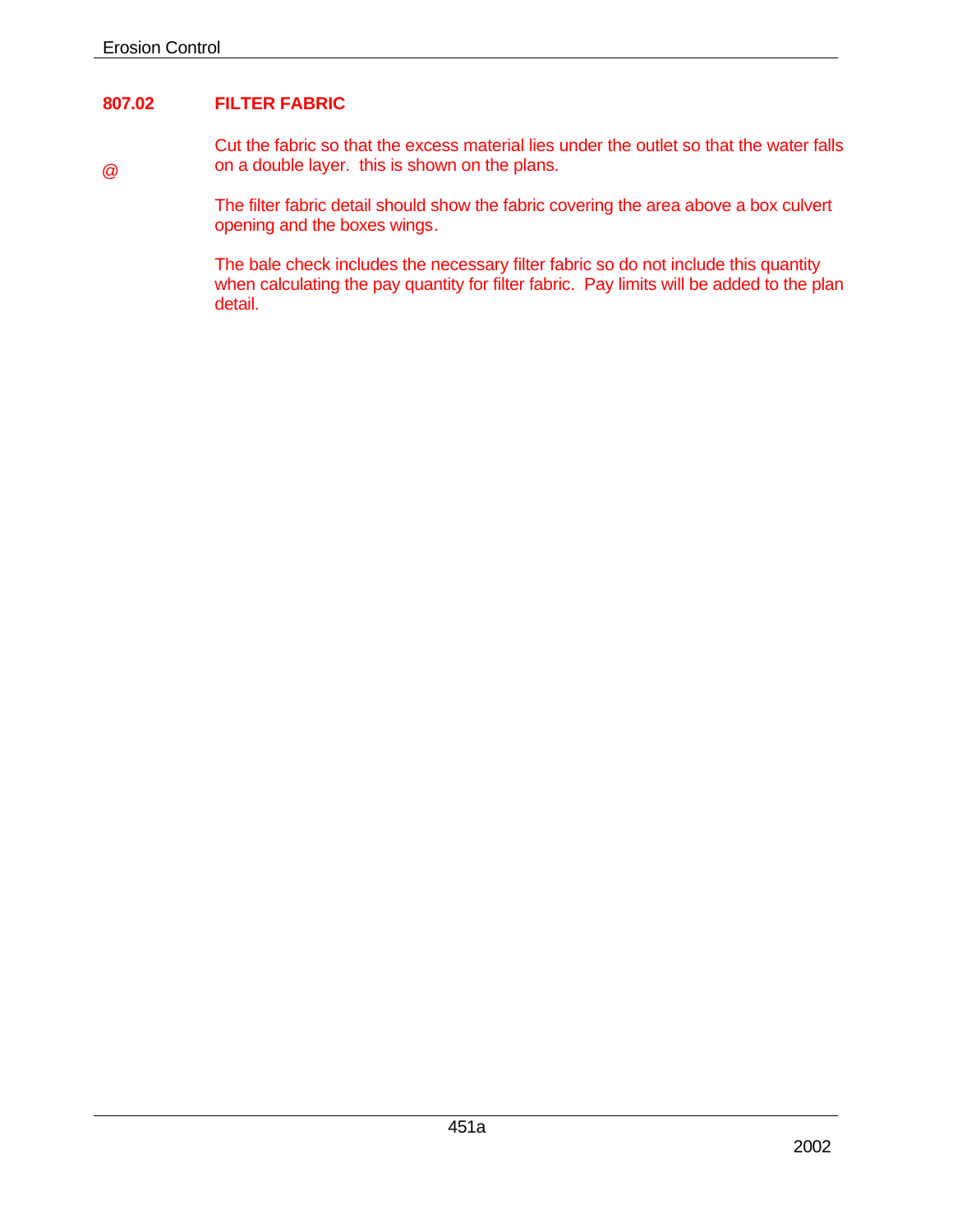## 807.02 FILTER FABRIC

@ Cut the fabric so that the excess material lies under the outlet so that the water falls on a double layer. this is shown on the plans.

The filter fabric detail should show the fabric covering the area above a box culvert opening and the boxes wings.

The bale check includes the necessary filter fabric so do not include this quantity when calculating the pay quantity for filter fabric. Pay limits will be added to the plan detail.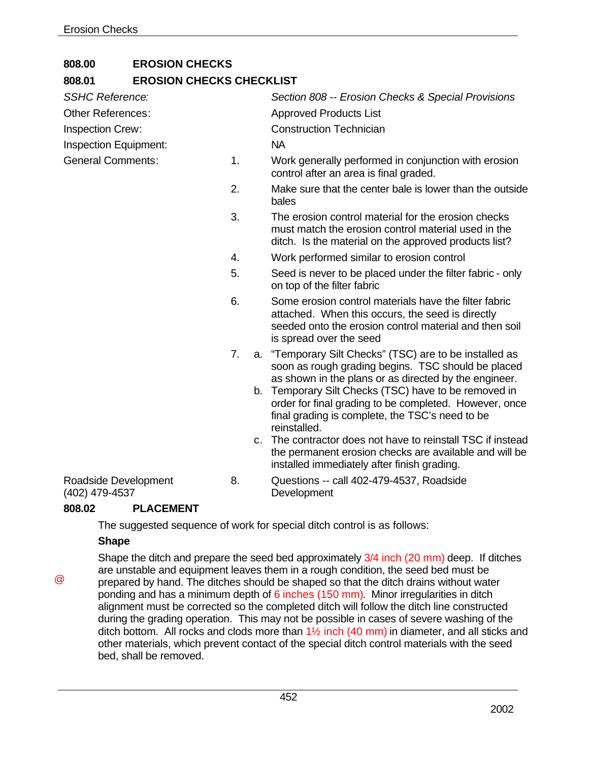## 808.00 EROSION CHECKS

### 808.01 EROSION CHECKS CHECKLIST

| | | |
|---|---|---|
| *SSHC Reference:* | | *Section 808 -- Erosion Checks & Special Provisions* |
| Other References: | | Approved Products List |
| Inspection Crew: | | Construction Technician |
| Inspection Equipment: | | NA |
| General Comments: | 1. | Work generally performed in conjunction with erosion control after an area is final graded. |
| | 2. | Make sure that the center bale is lower than the outside bales |
| | 3. | The erosion control material for the erosion checks must match the erosion control material used in the ditch. Is the material on the approved products list? |
| | 4. | Work performed similar to erosion control |
| | 5. | Seed is never to be placed under the filter fabric - only on top of the filter fabric |
| | 6. | Some erosion control materials have the filter fabric attached. When this occurs, the seed is directly seeded onto the erosion control material and then soil is spread over the seed |
| | 7. | a. "Temporary Silt Checks" (TSC) are to be installed as soon as rough grading begins. TSC should be placed as shown in the plans or as directed by the engineer. |
| | | b. Temporary Silt Checks (TSC) have to be removed in order for final grading to be completed. However, once final grading is complete, the TSC's need to be reinstalled. |
| | | c. The contractor does not have to reinstall TSC if instead the permanent erosion checks are available and will be installed immediately after finish grading. |
| Roadside Development (402) 479-4537 | 8. | Questions -- call 402-479-4537, Roadside Development |

### 808.02 PLACEMENT

The suggested sequence of work for special ditch control is as follows:

**Shape**

@ Shape the ditch and prepare the seed bed approximately 3/4 inch (20 mm) deep. If ditches are unstable and equipment leaves them in a rough condition, the seed bed must be prepared by hand. The ditches should be shaped so that the ditch drains without water ponding and has a minimum depth of 6 inches (150 mm). Minor irregularities in ditch alignment must be corrected so the completed ditch will follow the ditch line constructed during the grading operation. This may not be possible in cases of severe washing of the ditch bottom. All rocks and clods more than 1½ inch (40 mm) in diameter, and all sticks and other materials, which prevent contact of the special ditch control materials with the seed bed, shall be removed.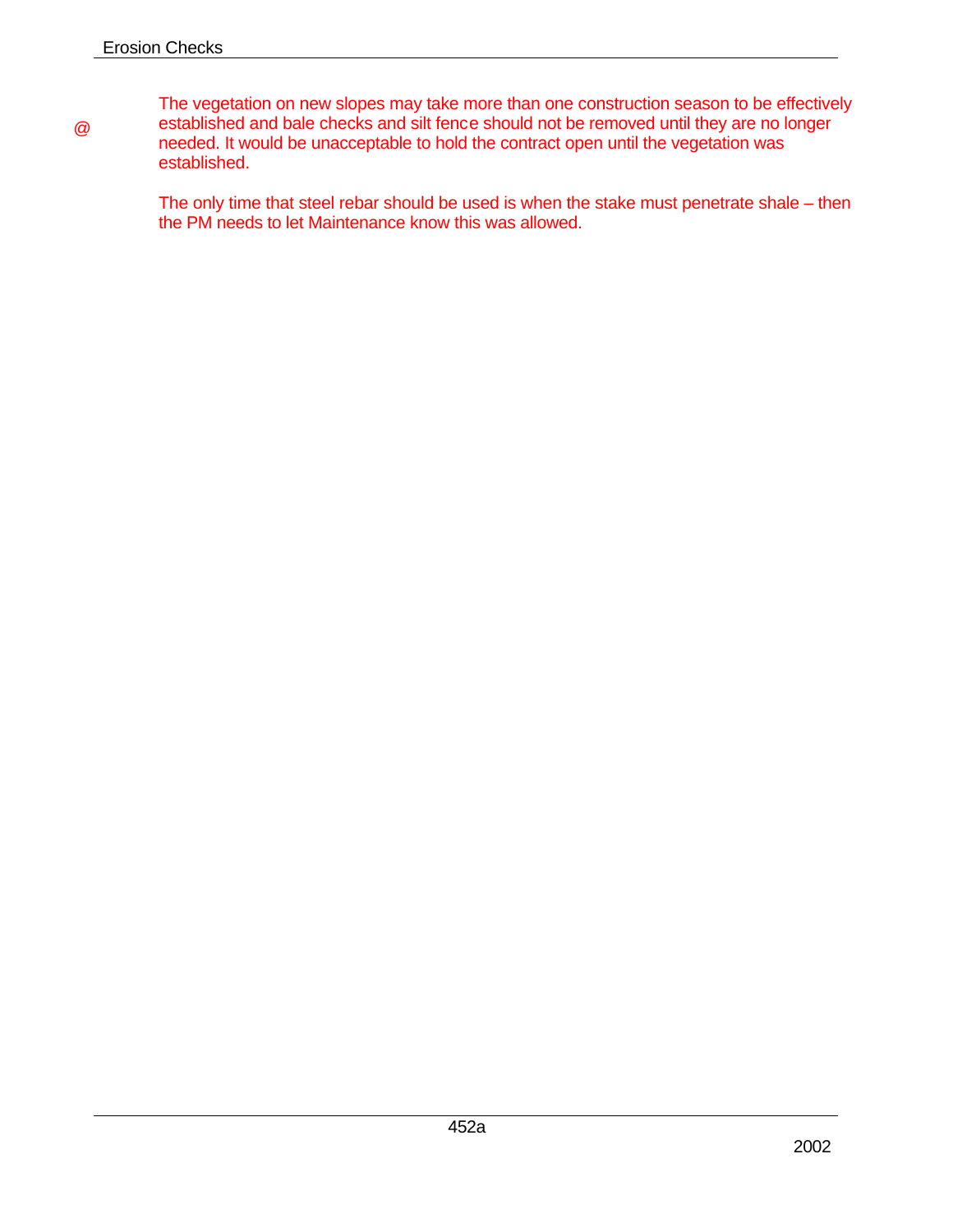@

The vegetation on new slopes may take more than one construction season to be effectively established and bale checks and silt fence should not be removed until they are no longer needed. It would be unacceptable to hold the contract open until the vegetation was established.

The only time that steel rebar should be used is when the stake must penetrate shale – then the PM needs to let Maintenance know this was allowed.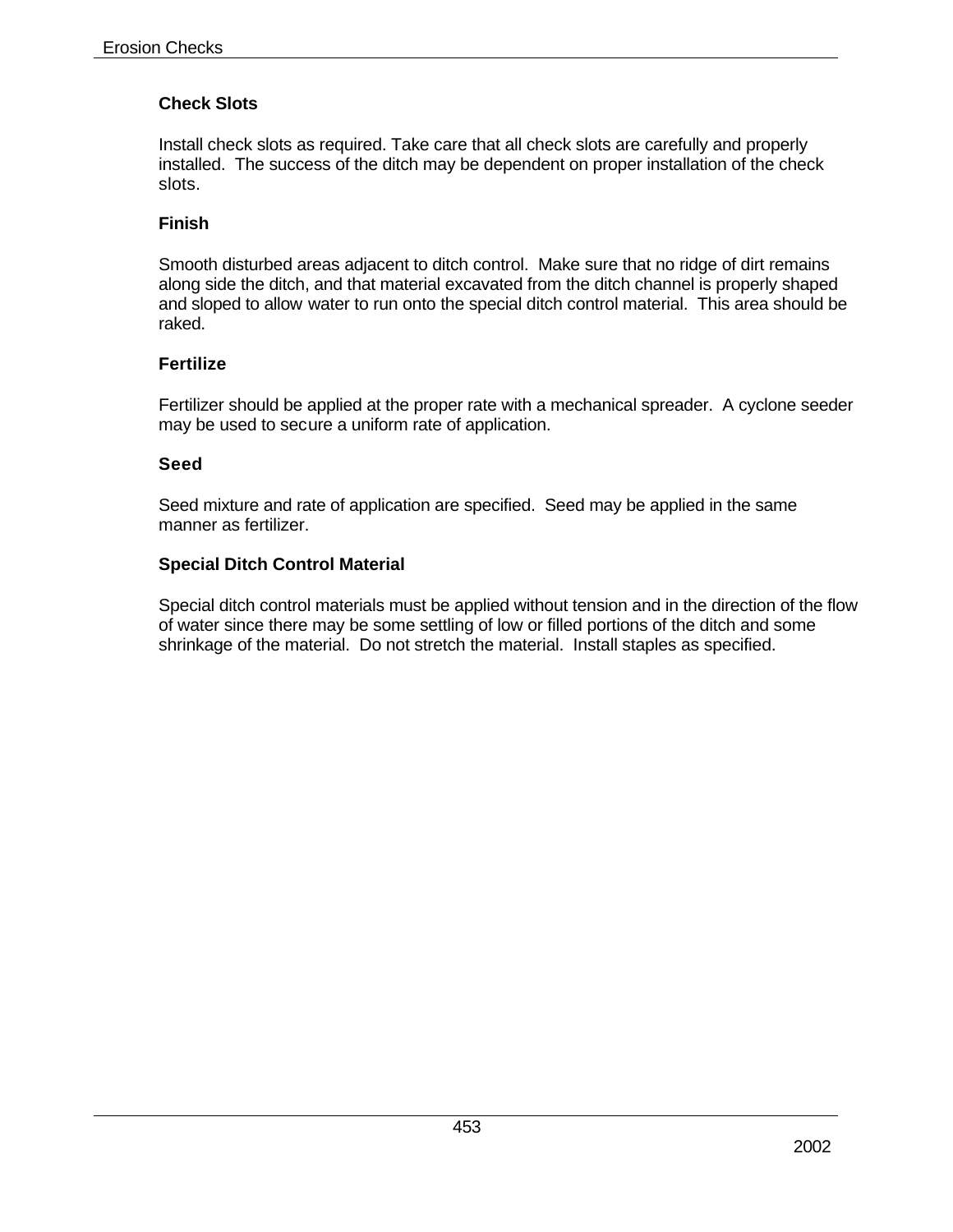### Check Slots

Install check slots as required. Take care that all check slots are carefully and properly installed. The success of the ditch may be dependent on proper installation of the check slots.

### Finish

Smooth disturbed areas adjacent to ditch control. Make sure that no ridge of dirt remains along side the ditch, and that material excavated from the ditch channel is properly shaped and sloped to allow water to run onto the special ditch control material. This area should be raked.

### Fertilize

Fertilizer should be applied at the proper rate with a mechanical spreader. A cyclone seeder may be used to secure a uniform rate of application.

### Seed

Seed mixture and rate of application are specified. Seed may be applied in the same manner as fertilizer.

### Special Ditch Control Material

Special ditch control materials must be applied without tension and in the direction of the flow of water since there may be some settling of low or filled portions of the ditch and some shrinkage of the material. Do not stretch the material. Install staples as specified.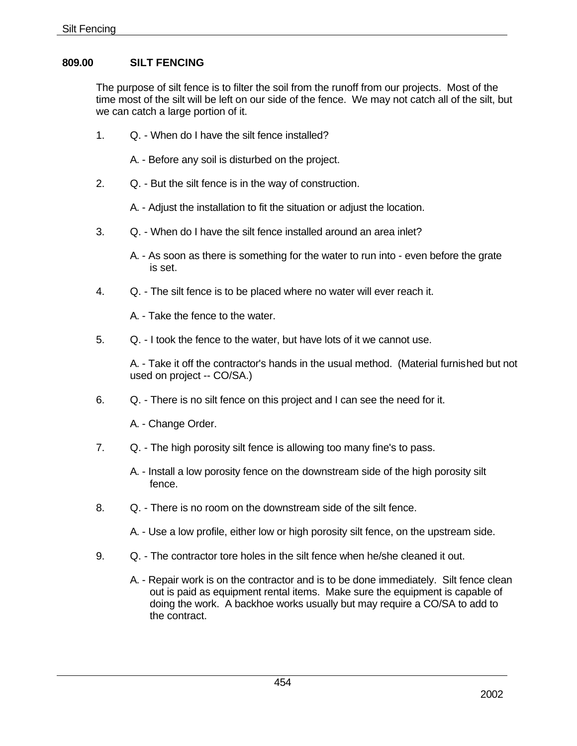## 809.00 SILT FENCING

The purpose of silt fence is to filter the soil from the runoff from our projects. Most of the time most of the silt will be left on our side of the fence. We may not catch all of the silt, but we can catch a large portion of it.

1. Q. - When do I have the silt fence installed?

   A. - Before any soil is disturbed on the project.

2. Q. - But the silt fence is in the way of construction.

   A. - Adjust the installation to fit the situation or adjust the location.

3. Q. - When do I have the silt fence installed around an area inlet?

   A. - As soon as there is something for the water to run into - even before the grate is set.

4. Q. - The silt fence is to be placed where no water will ever reach it.

   A. - Take the fence to the water.

5. Q. - I took the fence to the water, but have lots of it we cannot use.

   A. - Take it off the contractor's hands in the usual method. (Material furnished but not used on project -- CO/SA.)

6. Q. - There is no silt fence on this project and I can see the need for it.

   A. - Change Order.

7. Q. - The high porosity silt fence is allowing too many fine's to pass.

   A. - Install a low porosity fence on the downstream side of the high porosity silt fence.

8. Q. - There is no room on the downstream side of the silt fence.

   A. - Use a low profile, either low or high porosity silt fence, on the upstream side.

9. Q. - The contractor tore holes in the silt fence when he/she cleaned it out.

   A. - Repair work is on the contractor and is to be done immediately. Silt fence clean out is paid as equipment rental items. Make sure the equipment is capable of doing the work. A backhoe works usually but may require a CO/SA to add to the contract.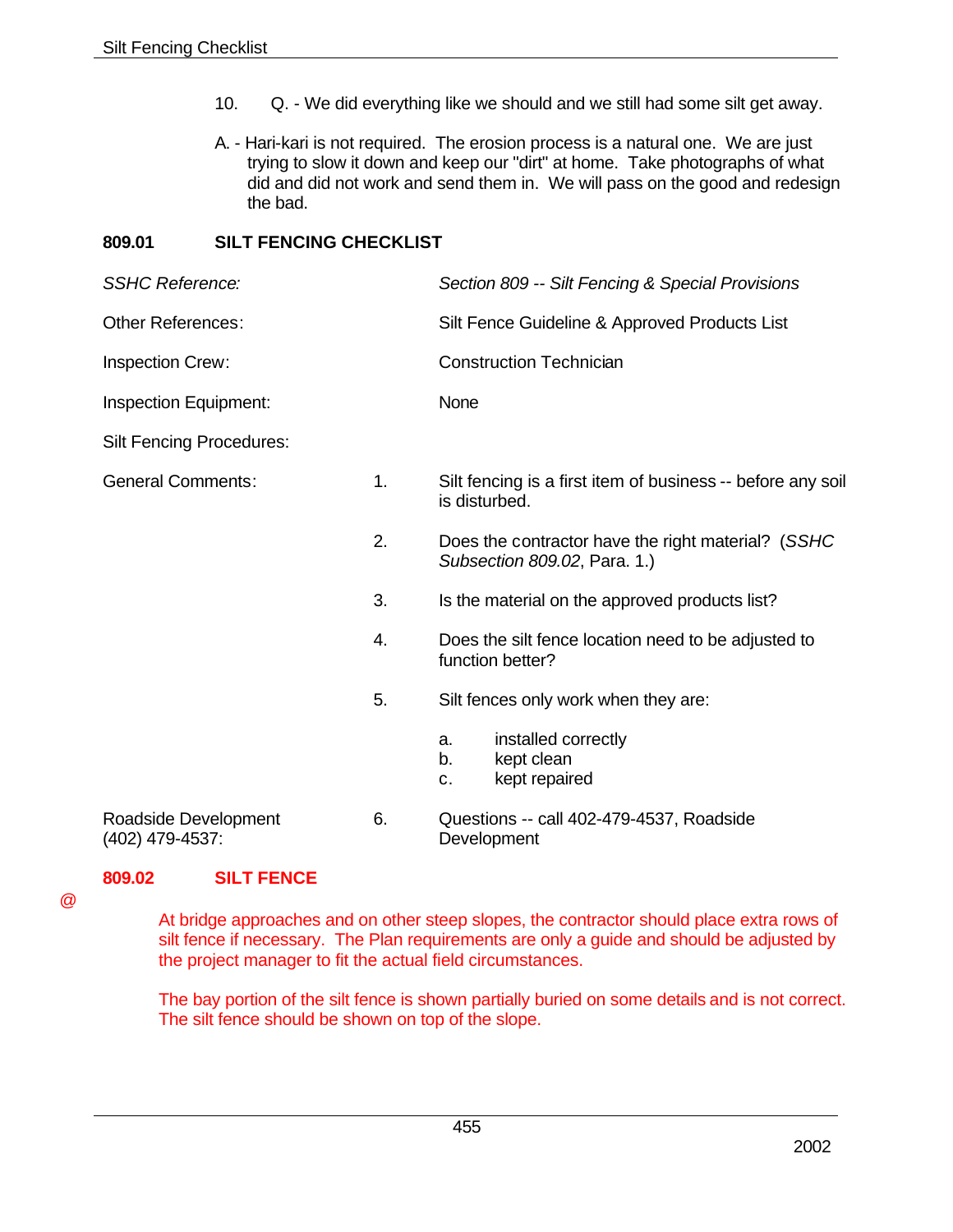10. Q. - We did everything like we should and we still had some silt get away.

    A. - Hari-kari is not required. The erosion process is a natural one. We are just trying to slow it down and keep our "dirt" at home. Take photographs of what did and did not work and send them in. We will pass on the good and redesign the bad.

## 809.01 SILT FENCING CHECKLIST

*SSHC Reference:* *Section 809 -- Silt Fencing & Special Provisions*

Other References: Silt Fence Guideline & Approved Products List

Inspection Crew: Construction Technician

Inspection Equipment: None

Silt Fencing Procedures:

General Comments:

1. Silt fencing is a first item of business -- before any soil is disturbed.
2. Does the contractor have the right material? (*SSHC Subsection 809.02*, Para. 1.)
3. Is the material on the approved products list?
4. Does the silt fence location need to be adjusted to function better?
5. Silt fences only work when they are:
   - a. installed correctly
   - b. kept clean
   - c. kept repaired

Roadside Development (402) 479-4537:

6. Questions -- call 402-479-4537, Roadside Development

## 809.02 SILT FENCE

@

At bridge approaches and on other steep slopes, the contractor should place extra rows of silt fence if necessary. The Plan requirements are only a guide and should be adjusted by the project manager to fit the actual field circumstances.

The bay portion of the silt fence is shown partially buried on some details and is not correct. The silt fence should be shown on top of the slope.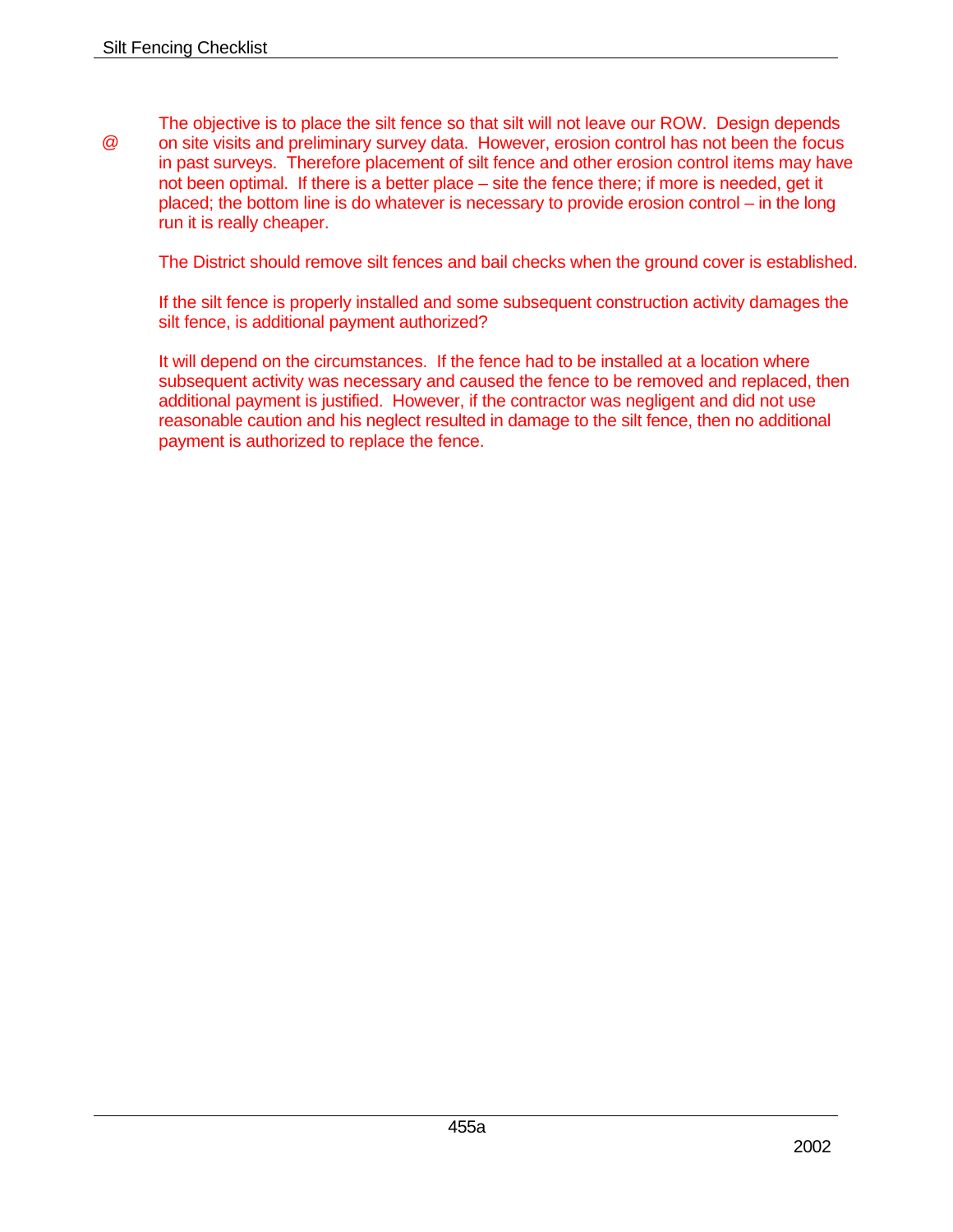@ The objective is to place the silt fence so that silt will not leave our ROW. Design depends on site visits and preliminary survey data. However, erosion control has not been the focus in past surveys. Therefore placement of silt fence and other erosion control items may have not been optimal. If there is a better place – site the fence there; if more is needed, get it placed; the bottom line is do whatever is necessary to provide erosion control – in the long run it is really cheaper.

The District should remove silt fences and bail checks when the ground cover is established.

If the silt fence is properly installed and some subsequent construction activity damages the silt fence, is additional payment authorized?

It will depend on the circumstances. If the fence had to be installed at a location where subsequent activity was necessary and caused the fence to be removed and replaced, then additional payment is justified. However, if the contractor was negligent and did not use reasonable caution and his neglect resulted in damage to the silt fence, then no additional payment is authorized to replace the fence.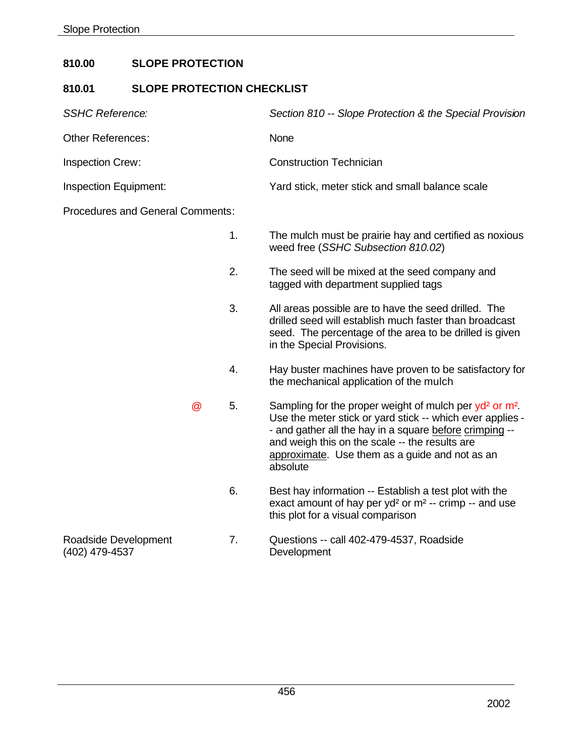## 810.00 SLOPE PROTECTION

### 810.01 SLOPE PROTECTION CHECKLIST

*SSHC Reference:* *Section 810 -- Slope Protection & the Special Provision*

Other References: None

Inspection Crew: Construction Technician

Inspection Equipment: Yard stick, meter stick and small balance scale

Procedures and General Comments:

1. The mulch must be prairie hay and certified as noxious weed free (*SSHC Subsection 810.02*)

2. The seed will be mixed at the seed company and tagged with department supplied tags

3. All areas possible are to have the seed drilled. The drilled seed will establish much faster than broadcast seed. The percentage of the area to be drilled is given in the Special Provisions.

4. Hay buster machines have proven to be satisfactory for the mechanical application of the mulch

@ 5. Sampling for the proper weight of mulch per $yd^2$ or $m^2$. Use the meter stick or yard stick -- which ever applies -- and gather all the hay in a square before crimping -- and weigh this on the scale -- the results are approximate. Use them as a guide and not as an absolute

6. Best hay information -- Establish a test plot with the exact amount of hay per $yd^2$ or $m^2$ -- crimp -- and use this plot for a visual comparison

Roadside Development (402) 479-4537

7. Questions -- call 402-479-4537, Roadside Development

2002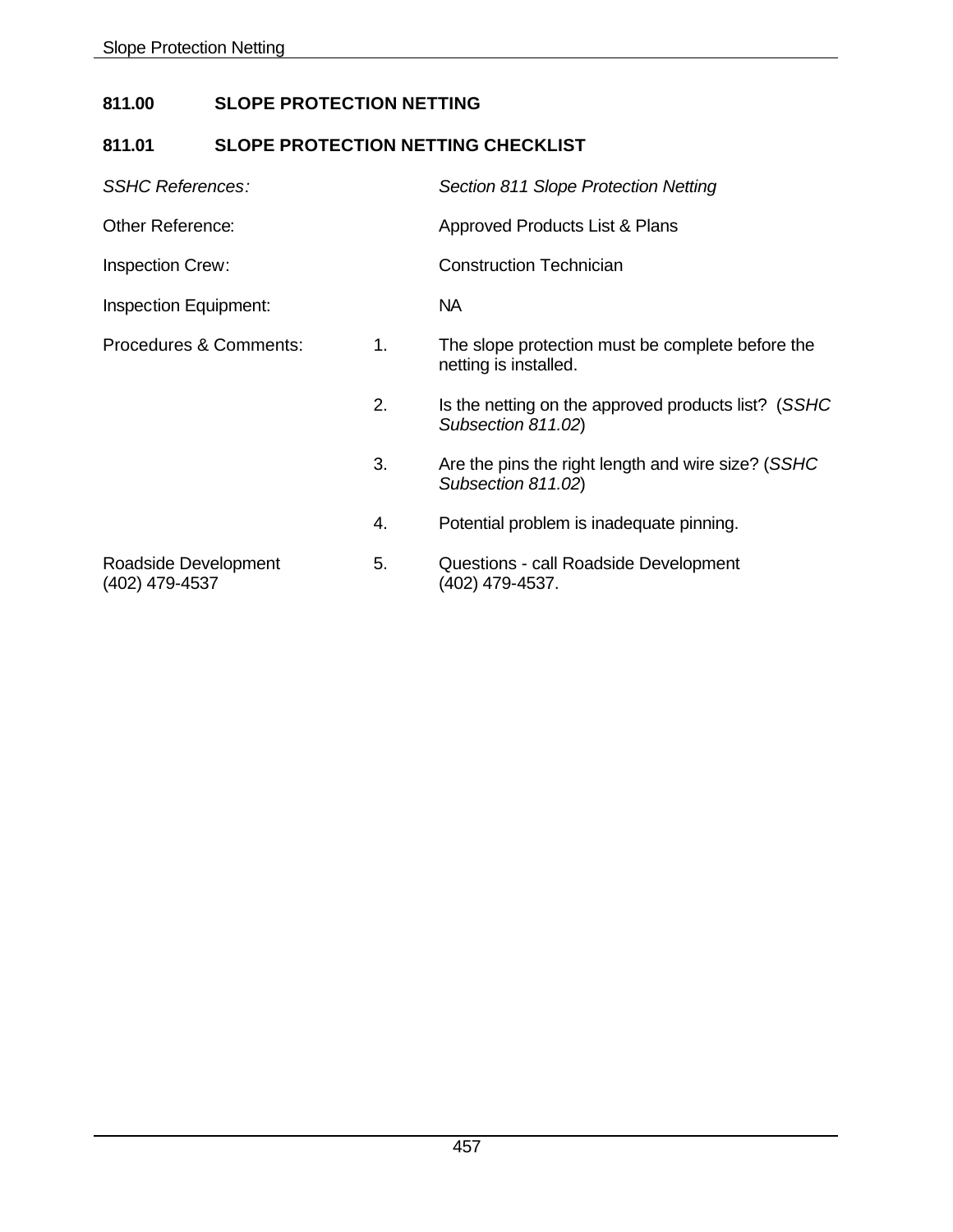## 811.00 SLOPE PROTECTION NETTING

### 811.01 SLOPE PROTECTION NETTING CHECKLIST

*SSHC References:* *Section 811 Slope Protection Netting*

Other Reference: Approved Products List & Plans

Inspection Crew: Construction Technician

Inspection Equipment: NA

Procedures & Comments:

1. The slope protection must be complete before the netting is installed.
2. Is the netting on the approved products list? (*SSHC Subsection 811.02*)
3. Are the pins the right length and wire size? (*SSHC Subsection 811.02*)
4. Potential problem is inadequate pinning.

Roadside Development
(402) 479-4537

5. Questions - call Roadside Development (402) 479-4537.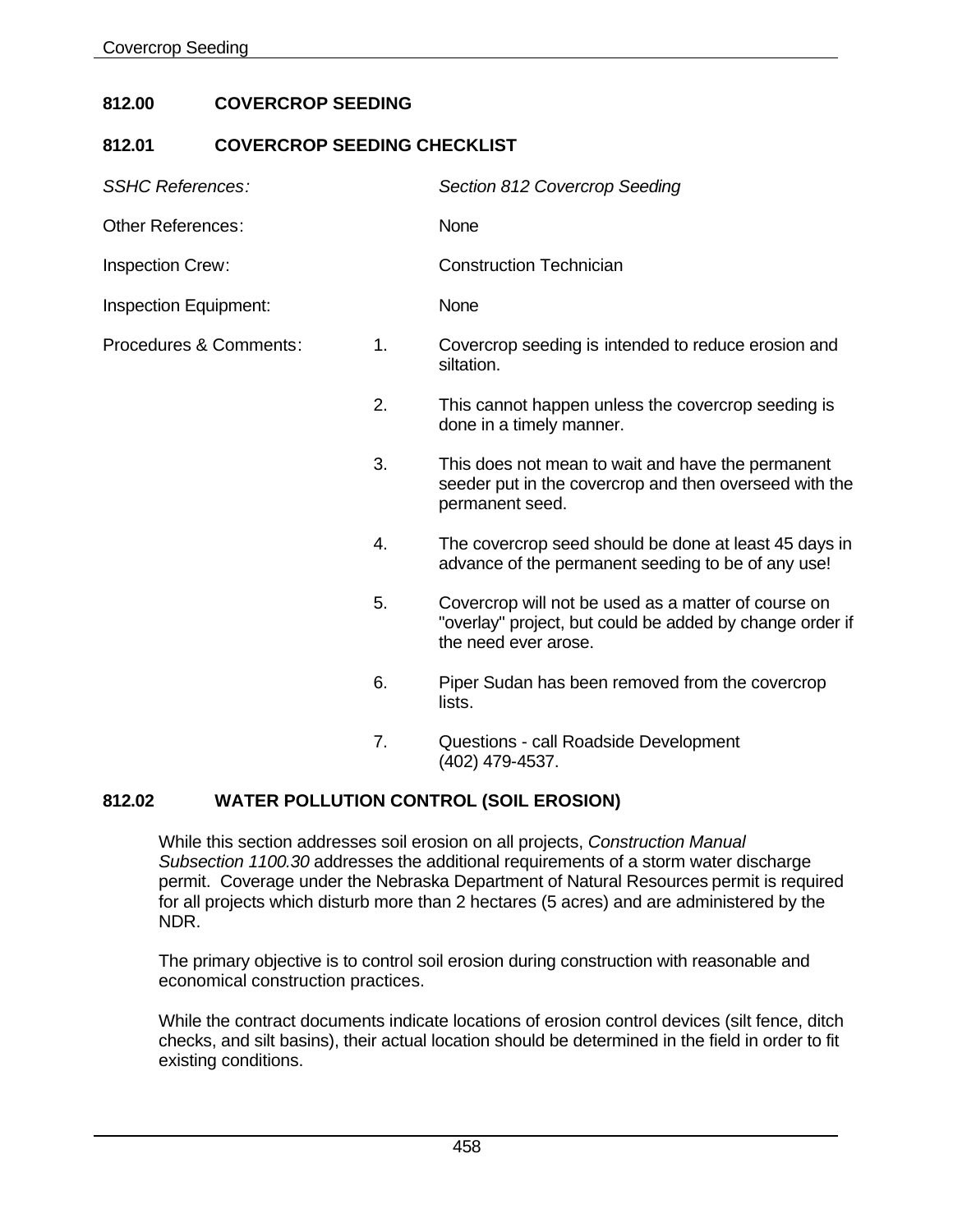## 812.00 COVERCROP SEEDING

### 812.01 COVERCROP SEEDING CHECKLIST

*SSHC References:* *Section 812 Covercrop Seeding*

Other References: None

Inspection Crew: Construction Technician

Inspection Equipment: None

Procedures & Comments:

1. Covercrop seeding is intended to reduce erosion and siltation.
2. This cannot happen unless the covercrop seeding is done in a timely manner.
3. This does not mean to wait and have the permanent seeder put in the covercrop and then overseed with the permanent seed.
4. The covercrop seed should be done at least 45 days in advance of the permanent seeding to be of any use!
5. Covercrop will not be used as a matter of course on "overlay" project, but could be added by change order if the need ever arose.
6. Piper Sudan has been removed from the covercrop lists.
7. Questions - call Roadside Development (402) 479-4537.

### 812.02 WATER POLLUTION CONTROL (SOIL EROSION)

While this section addresses soil erosion on all projects, *Construction Manual Subsection 1100.30* addresses the additional requirements of a storm water discharge permit. Coverage under the Nebraska Department of Natural Resources permit is required for all projects which disturb more than 2 hectares (5 acres) and are administered by the NDR.

The primary objective is to control soil erosion during construction with reasonable and economical construction practices.

While the contract documents indicate locations of erosion control devices (silt fence, ditch checks, and silt basins), their actual location should be determined in the field in order to fit existing conditions.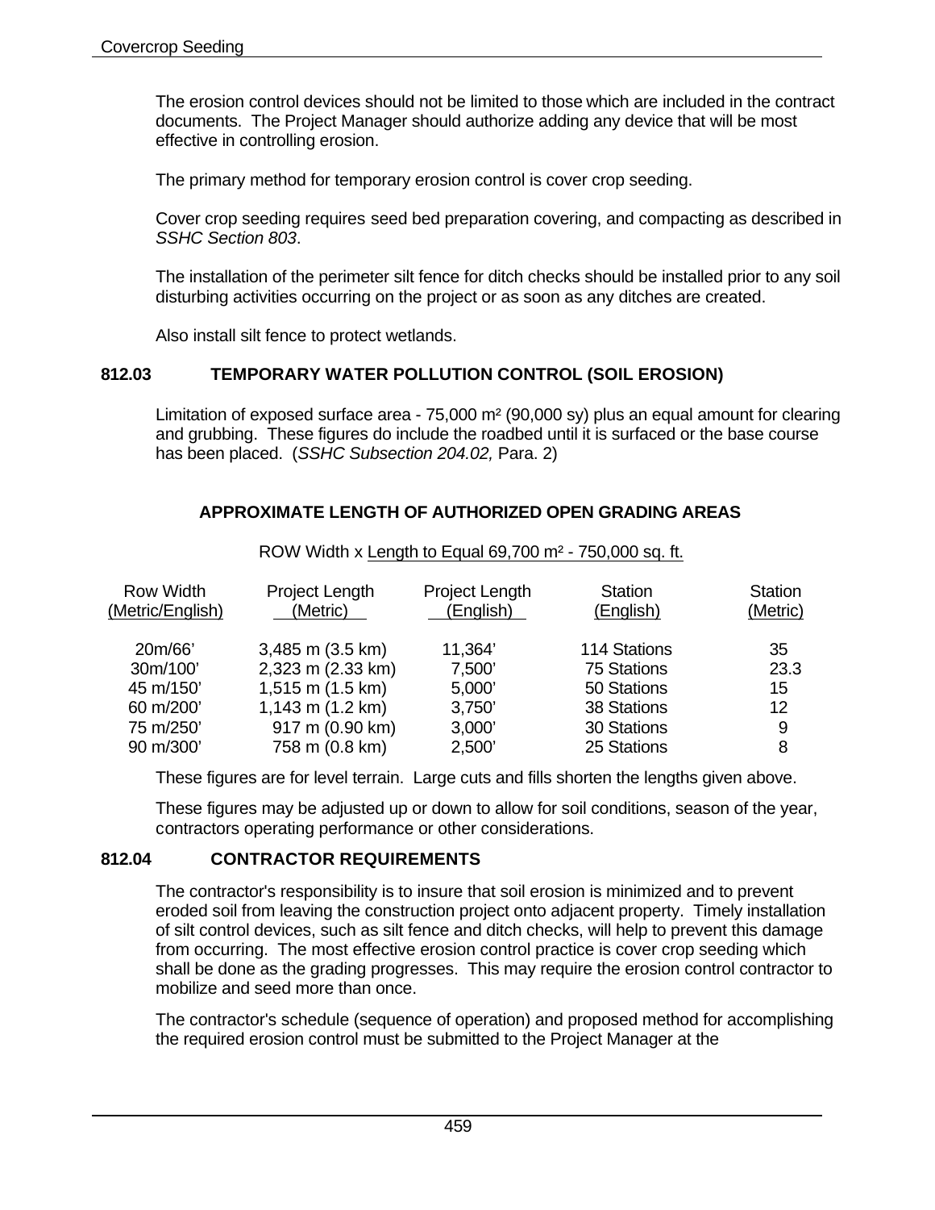The erosion control devices should not be limited to those which are included in the contract documents. The Project Manager should authorize adding any device that will be most effective in controlling erosion.

The primary method for temporary erosion control is cover crop seeding.

Cover crop seeding requires seed bed preparation covering, and compacting as described in *SSHC Section 803*.

The installation of the perimeter silt fence for ditch checks should be installed prior to any soil disturbing activities occurring on the project or as soon as any ditches are created.

Also install silt fence to protect wetlands.

## 812.03 TEMPORARY WATER POLLUTION CONTROL (SOIL EROSION)

Limitation of exposed surface area - 75,000 m² (90,000 sy) plus an equal amount for clearing and grubbing. These figures do include the roadbed until it is surfaced or the base course has been placed. (*SSHC Subsection 204.02,* Para. 2)

### APPROXIMATE LENGTH OF AUTHORIZED OPEN GRADING AREAS

ROW Width x Length to Equal 69,700 m² - 750,000 sq. ft.

| Row Width (Metric/English) | Project Length (Metric) | Project Length (English) | Station (English) | Station (Metric) |
|---|---|---|---|---|
| 20m/66' | 3,485 m (3.5 km) | 11,364' | 114 Stations | 35 |
| 30m/100' | 2,323 m (2.33 km) | 7,500' | 75 Stations | 23.3 |
| 45 m/150' | 1,515 m (1.5 km) | 5,000' | 50 Stations | 15 |
| 60 m/200' | 1,143 m (1.2 km) | 3,750' | 38 Stations | 12 |
| 75 m/250' | 917 m (0.90 km) | 3,000' | 30 Stations | 9 |
| 90 m/300' | 758 m (0.8 km) | 2,500' | 25 Stations | 8 |

These figures are for level terrain. Large cuts and fills shorten the lengths given above.

These figures may be adjusted up or down to allow for soil conditions, season of the year, contractors operating performance or other considerations.

## 812.04 CONTRACTOR REQUIREMENTS

The contractor's responsibility is to insure that soil erosion is minimized and to prevent eroded soil from leaving the construction project onto adjacent property. Timely installation of silt control devices, such as silt fence and ditch checks, will help to prevent this damage from occurring. The most effective erosion control practice is cover crop seeding which shall be done as the grading progresses. This may require the erosion control contractor to mobilize and seed more than once.

The contractor's schedule (sequence of operation) and proposed method for accomplishing the required erosion control must be submitted to the Project Manager at the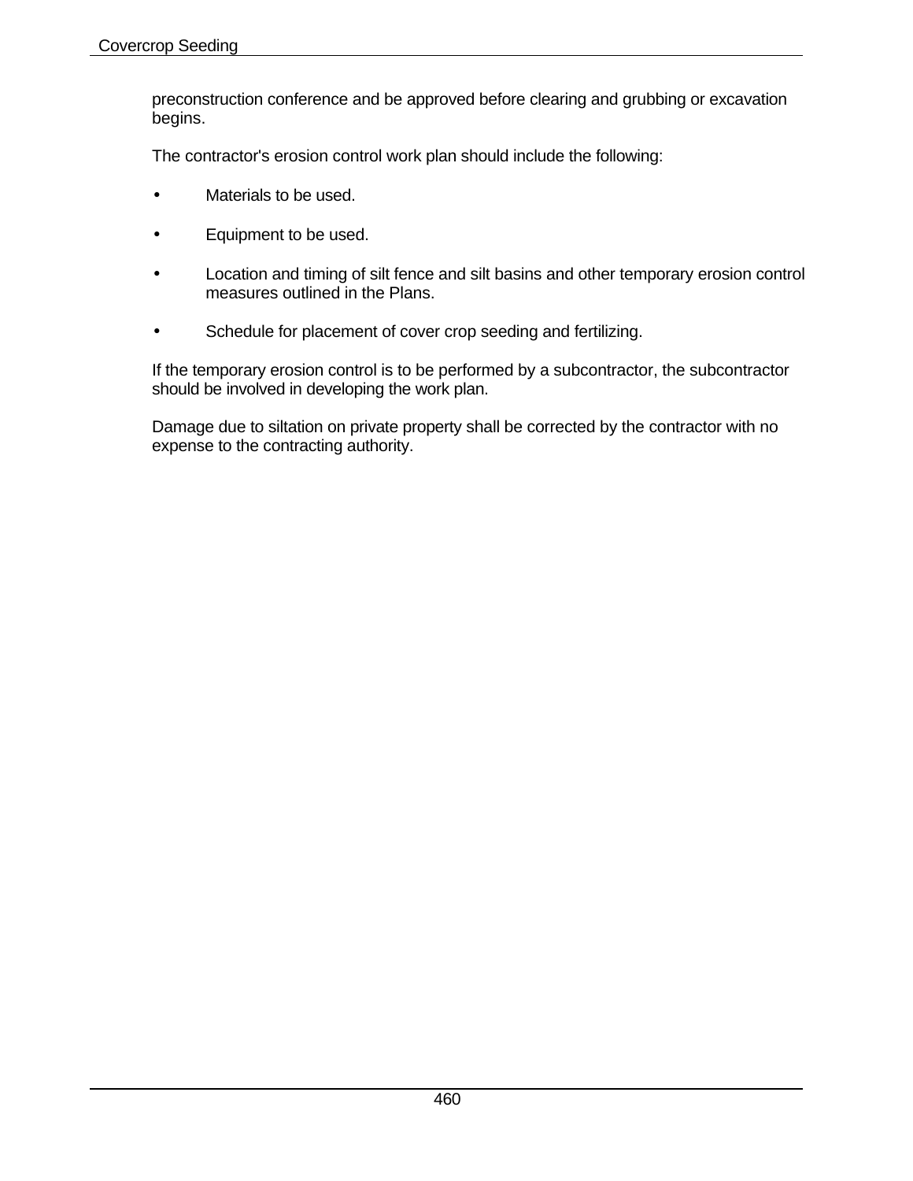preconstruction conference and be approved before clearing and grubbing or excavation begins.

The contractor's erosion control work plan should include the following:

- Materials to be used.
- Equipment to be used.
- Location and timing of silt fence and silt basins and other temporary erosion control measures outlined in the Plans.
- Schedule for placement of cover crop seeding and fertilizing.

If the temporary erosion control is to be performed by a subcontractor, the subcontractor should be involved in developing the work plan.

Damage due to siltation on private property shall be corrected by the contractor with no expense to the contracting authority.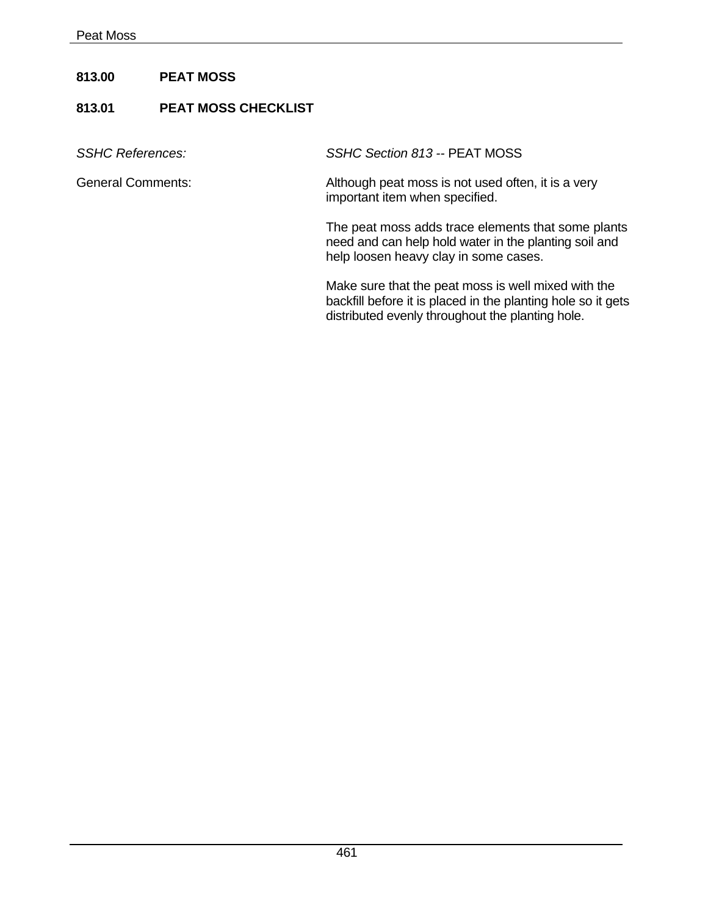## 813.00 PEAT MOSS

### 813.01 PEAT MOSS CHECKLIST

*SSHC References:* *SSHC Section 813* -- PEAT MOSS

General Comments:

Although peat moss is not used often, it is a very important item when specified.

The peat moss adds trace elements that some plants need and can help hold water in the planting soil and help loosen heavy clay in some cases.

Make sure that the peat moss is well mixed with the backfill before it is placed in the planting hole so it gets distributed evenly throughout the planting hole.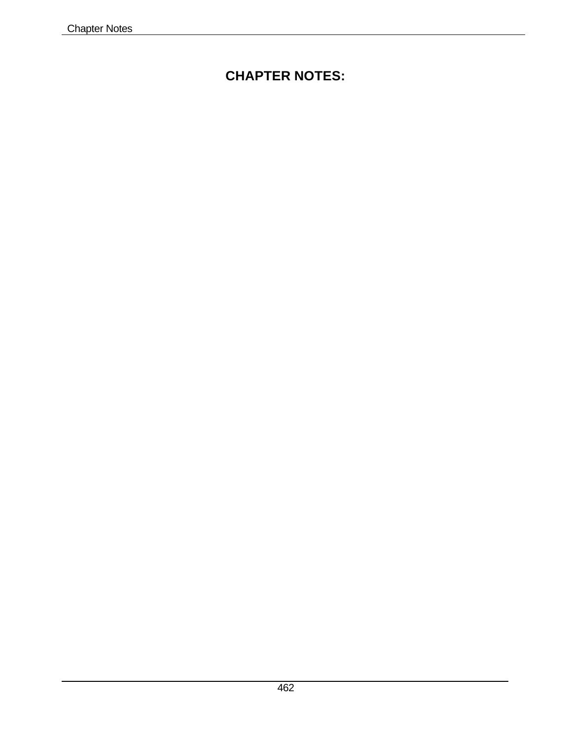# CHAPTER NOTES: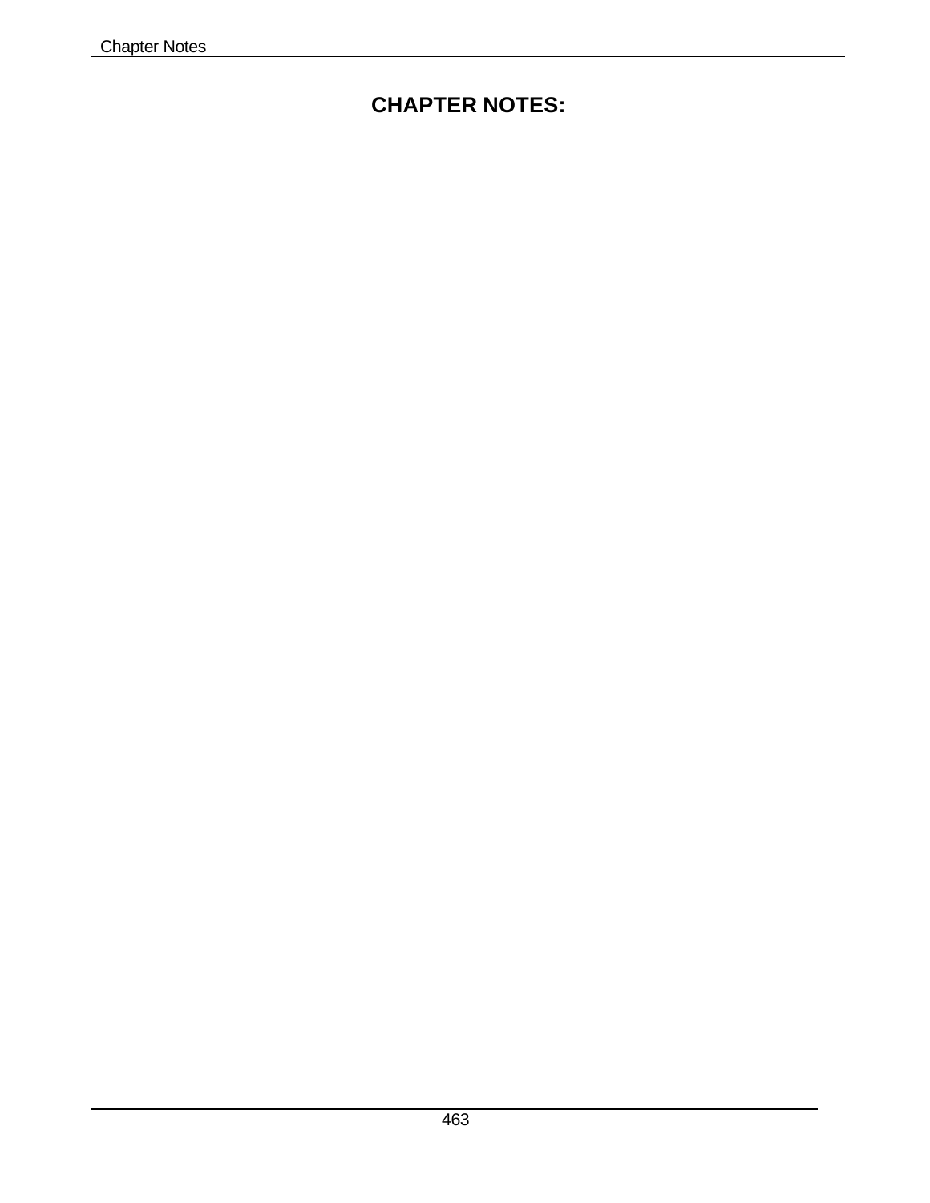# CHAPTER NOTES: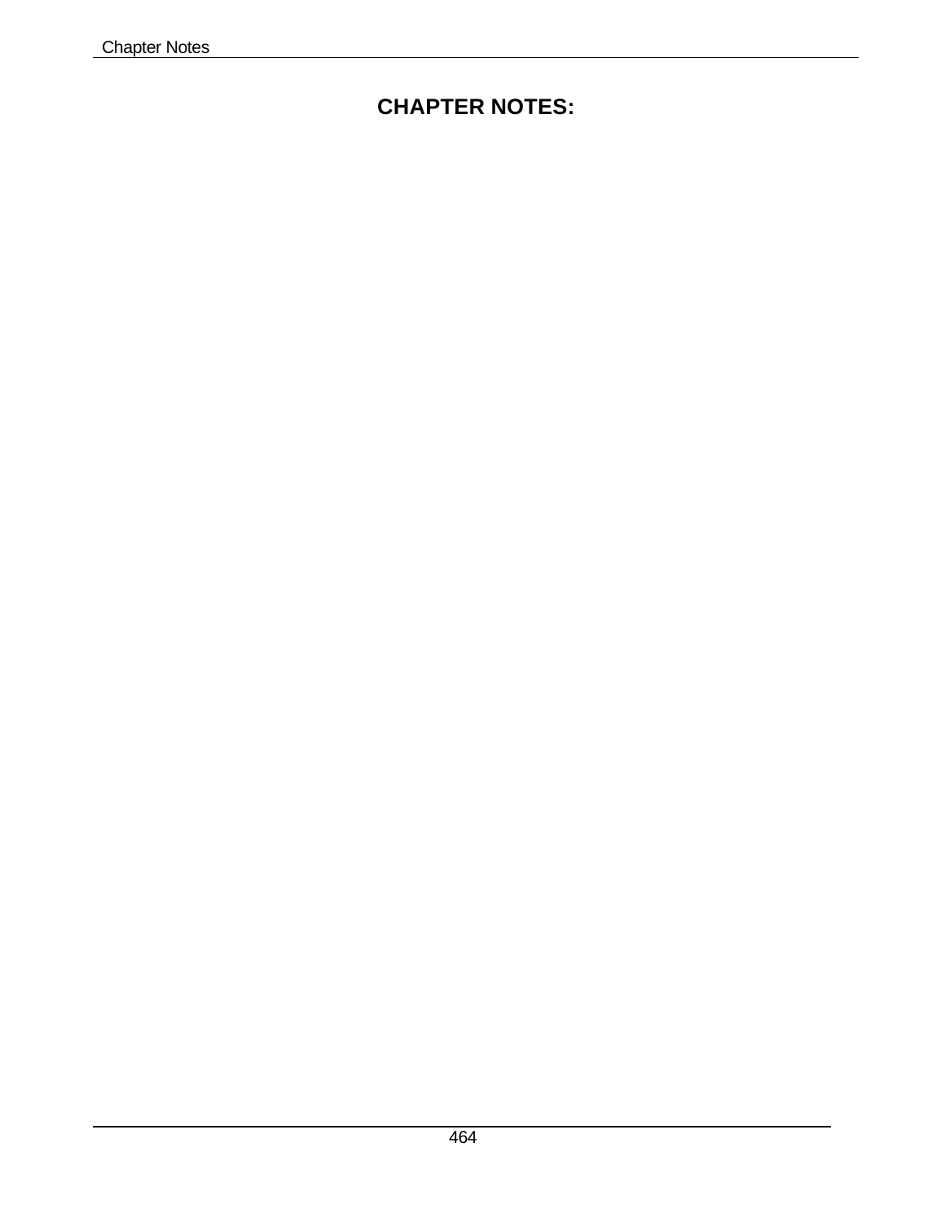# CHAPTER NOTES: